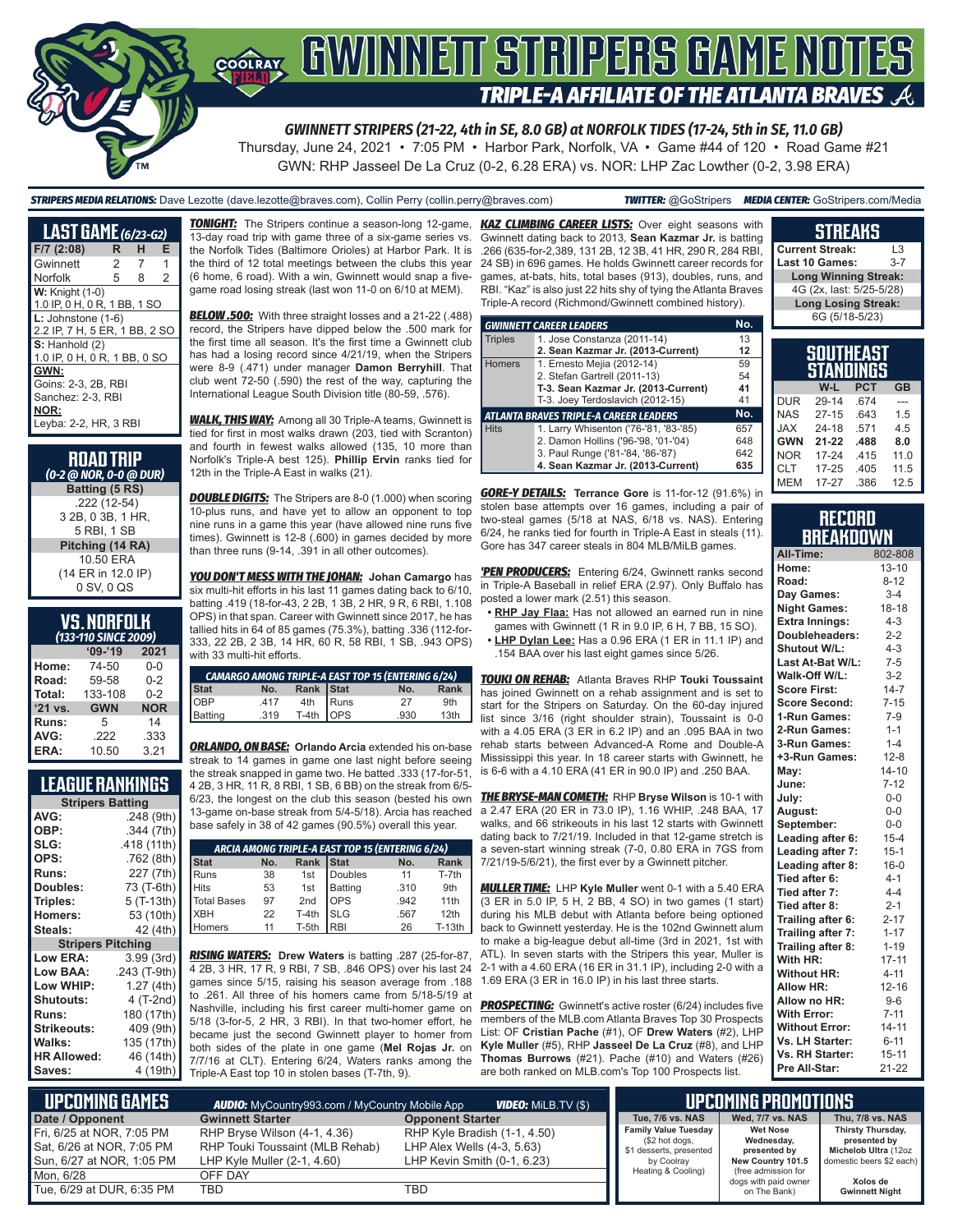# GWINNETT STRIPERS GAME NOTES

## TRIPLE-A AFFILIATE OF THE ATLANTA BRAVES

**GWINNETT STRIPERS (21-22, 4th in SE, 8.0 GB) at NORFOLK TIDES (17-24, 5th in SE, 11.0 GB)**

Thursday, June 24, 2021 • 7:05 PM • Harbor Park, Norfolk, VA • Game #44 of 120 • Road Game #21

GWN: RHP Jasseel De La Cruz (0-2, 6.28 ERA) vs. NOR: LHP Zac Lowther (0-2, 3.98 ERA)

**STRIPERS MEDIA RELATIONS:** Dave Lezotte (dave.lezotte@braves.com), Collin Perry (collin.perry@braves.com) **TWITTER:** @GoStripers **MEDIA CENTER:** GoStripers.com/Media

## LAST GAME (6/23-G2)

| F/7 (2:08) | R | H | E |
|---|---|---|---|
| Gwinnett | 2 | 7 | 1 |
| Norfolk | 5 | 8 | 2 |

**W:** Knight (1-0)
1.0 IP, 0 H, 0 R, 1 BB, 1 SO

**L:** Johnstone (1-6)
2.2 IP, 7 H, 5 ER, 1 BB, 2 SO

**S:** Hanhold (2)
1.0 IP, 0 H, 0 R, 1 BB, 0 SO

**GWN:**
Goins: 2-3, 2B, RBI
Sanchez: 2-3, RBI

**NOR:**
Leyba: 2-2, HR, 3 RBI

## ROAD TRIP
*(0-2 @ NOR, 0-0 @ DUR)*

**Batting (5 RS)**
.222 (12-54)
3 2B, 0 3B, 1 HR,
5 RBI, 1 SB

**Pitching (14 RA)**
10.50 ERA
(14 ER in 12.0 IP)
0 SV, 0 QS

## VS. NORFOLK
*(133-110 SINCE 2009)*

| | '09-'19 | 2021 |
|---|---|---|
| Home: | 74-50 | 0-0 |
| Road: | 59-58 | 0-2 |
| Total: | 133-108 | 0-2 |
| '21 vs. | GWN | NOR |
| Runs: | 5 | 14 |
| AVG: | .222 | .333 |
| ERA: | 10.50 | 3.21 |

## LEAGUE RANKINGS

| Stripers Batting | |
|---|---|
| AVG: | .248 (9th) |
| OBP: | .344 (7th) |
| SLG: | .418 (11th) |
| OPS: | .762 (8th) |
| Runs: | 227 (7th) |
| Doubles: | 73 (T-6th) |
| Triples: | 5 (T-13th) |
| Homers: | 53 (10th) |
| Steals: | 42 (4th) |

| Stripers Pitching | |
|---|---|
| Low ERA: | 3.99 (3rd) |
| Low BAA: | .243 (T-9th) |
| Low WHIP: | 1.27 (4th) |
| Shutouts: | 4 (T-2nd) |
| Runs: | 180 (17th) |
| Strikeouts: | 409 (9th) |
| Walks: | 135 (17th) |
| HR Allowed: | 46 (14th) |
| Saves: | 4 (19th) |

**TONIGHT:** The Stripers continue a season-long 12-game, 13-day road trip with game three of a six-game series vs. the Norfolk Tides (Baltimore Orioles) at Harbor Park. It is the third of 12 total meetings between the clubs this year (6 home, 6 road). With a win, Gwinnett would snap a five-game road losing streak (last won 11-0 on 6/10 at MEM).

**BELOW .500:** With three straight losses and a 21-22 (.488) record, the Stripers have dipped below the .500 mark for the first time all season. It's the first time a Gwinnett club has had a losing record since 4/21/19, when the Stripers were 8-9 (.471) under manager **Damon Berryhill**. That club went 72-50 (.590) the rest of the way, capturing the International League South Division title (80-59, .576).

**WALK, THIS WAY:** Among all 30 Triple-A teams, Gwinnett is tied for first in most walks drawn (203, tied with Scranton) and fourth in fewest walks allowed (135, 10 more than Norfolk's Triple-A best 125). **Phillip Ervin** ranks tied for 12th in the Triple-A East in walks (21).

**DOUBLE DIGITS:** The Stripers are 8-0 (1.000) when scoring 10-plus runs, and have yet to allow an opponent to top nine runs in a game this year (have allowed nine runs five times). Gwinnett is 12-8 (.600) in games decided by more than three runs (9-14, .391 in all other outcomes).

**YOU DON'T MESS WITH THE JOHAN:** **Johan Camargo** has six multi-hit efforts in his last 11 games dating back to 6/10, batting .419 (18-for-43, 2 2B, 1 3B, 2 HR, 9 R, 6 RBI, 1.108 OPS) in that span. Career with Gwinnett since 2017, he has tallied hits in 64 of 85 games (75.3%), batting .336 (112-for-333, 22 2B, 2 3B, 14 HR, 60 R, 58 RBI, 1 SB, .943 OPS) with 33 multi-hit efforts.

| CAMARGO AMONG TRIPLE-A EAST TOP 15 (ENTERING 6/24) | | | | | |
|---|---|---|---|---|---|
| Stat | No. | Rank | Stat | No. | Rank |
| OBP | .417 | 4th | Runs | 27 | 9th |
| Batting | .319 | T-4th | OPS | .930 | 13th |

**ORLANDO, ON BASE:** **Orlando Arcia** extended his on-base streak to 14 games in game one last night before seeing the streak snapped in game two. He batted .333 (17-for-51, 4 2B, 3 HR, 11 R, 8 RBI, 1 SB, 6 BB) on the streak from 6/5-6/23, the longest on the club this season (bested his own 13-game on-base streak from 5/4-5/18). Arcia has reached base safely in 38 of 42 games (90.5%) overall this year.

| ARCIA AMONG TRIPLE-A EAST TOP 15 (ENTERING 6/24) | | | | | |
|---|---|---|---|---|---|
| Stat | No. | Rank | Stat | No. | Rank |
| Runs | 38 | 1st | Doubles | 11 | T-7th |
| Hits | 53 | 1st | Batting | .310 | 9th |
| Total Bases | 97 | 2nd | OPS | .942 | 11th |
| XBH | 22 | T-4th | SLG | .567 | 12th |
| Homers | 11 | T-5th | RBI | 26 | T-13th |

**RISING WATERS:** **Drew Waters** is batting .287 (25-for-87, 4 2B, 3 HR, 17 R, 9 RBI, 7 SB, .846 OPS) over his last 24 games since 5/15, raising his season average from .188 to .261. All three of his homers came from 5/18-5/19 at Nashville, including his first career multi-homer game on 5/18 (3-for-5, 2 HR, 3 RBI). In that two-homer effort, he became just the second Gwinnett player to homer from both sides of the plate in one game (**Mel Rojas Jr.** on 7/7/16 at CLT). Entering 6/24, Waters ranks among the Triple-A East top 10 in stolen bases (T-7th, 9).

**KAZ CLIMBING CAREER LISTS:** Over eight seasons with Gwinnett dating back to 2013, **Sean Kazmar Jr.** is batting .266 (635-for-2,389, 131 2B, 12 3B, 41 HR, 290 R, 284 RBI, 24 SB) in 696 games. He holds Gwinnett career records for games, at-bats, hits, total bases (913), doubles, runs, and RBI. "Kaz" is also just 22 hits shy of tying the Atlanta Braves Triple-A record (Richmond/Gwinnett combined history).

| GWINNETT CAREER LEADERS | | No. |
|---|---|---|
| Triples | 1. Jose Constanza (2011-14) | 13 |
| | **2. Sean Kazmar Jr. (2013-Current)** | **12** |
| Homers | 1. Ernesto Mejia (2012-14) | 59 |
| | 2. Stefan Gartrell (2011-13) | 54 |
| | **T-3. Sean Kazmar Jr. (2013-Current)** | **41** |
| | T-3. Joey Terdoslavich (2012-15) | 41 |
| **ATLANTA BRAVES TRIPLE-A CAREER LEADERS** | | **No.** |
| Hits | 1. Larry Whisenton ('76-'81, '83-'85) | 657 |
| | 2. Damon Hollins ('96-'98, '01-'04) | 648 |
| | 3. Paul Runge ('81-'84, '86-'87) | 642 |
| | **4. Sean Kazmar Jr. (2013-Current)** | **635** |

**GORE-Y DETAILS:** **Terrance Gore** is 11-for-12 (91.6%) in stolen base attempts over 16 games, including a pair of two-steal games (5/18 at NAS, 6/18 vs. NAS). Entering 6/24, he ranks tied for fourth in Triple-A East in steals (11). Gore has 347 career steals in 804 MLB/MiLB games.

**'PEN PRODUCERS:** Entering 6/24, Gwinnett ranks second in Triple-A Baseball in relief ERA (2.97). Only Buffalo has posted a lower mark (2.51) this season.

- **RHP Jay Flaa:** Has not allowed an earned run in nine games with Gwinnett (1 R in 9.0 IP, 6 H, 7 BB, 15 SO).
- **LHP Dylan Lee:** Has a 0.96 ERA (1 ER in 11.1 IP) and .154 BAA over his last eight games since 5/26.

**TOUKI ON REHAB:** Atlanta Braves RHP **Touki Toussaint** has joined Gwinnett on a rehab assignment and is set to start for the Stripers on Saturday. On the 60-day injured list since 3/16 (right shoulder strain), Toussaint is 0-0 with a 4.05 ERA (3 ER in 6.2 IP) and an .095 BAA in two rehab starts between Advanced-A Rome and Double-A Mississippi this year. In 18 career starts with Gwinnett, he is 6-6 with a 4.10 ERA (41 ER in 90.0 IP) and .250 BAA.

**THE BRYSE-MAN COMETH:** RHP **Bryse Wilson** is 10-1 with a 2.47 ERA (20 ER in 73.0 IP), 1.16 WHIP, .248 BAA, 17 walks, and 66 strikeouts in his last 12 starts with Gwinnett dating back to 7/21/19. Included in that 12-game stretch is a seven-start winning streak (7-0, 0.80 ERA in 7GS from 7/21/19-5/6/21), the first ever by a Gwinnett pitcher.

**MULLER TIME:** LHP **Kyle Muller** went 0-1 with a 5.40 ERA (3 ER in 5.0 IP, 5 H, 2 BB, 4 SO) in two games (1 start) during his MLB debut with Atlanta before being optioned back to Gwinnett yesterday. He is the 102nd Gwinnett alum to make a big-league debut all-time (3rd in 2021, 1st with ATL). In seven starts with the Stripers this year, Muller is 2-1 with a 4.60 ERA (16 ER in 31.1 IP), including 2-0 with a 1.69 ERA (3 ER in 16.0 IP) in his last three starts.

**PROSPECTING:** Gwinnett's active roster (6/24) includes five members of the MLB.com Atlanta Braves Top 30 Prospects List: OF **Cristian Pache** (#1), OF **Drew Waters** (#2), LHP **Kyle Muller** (#5), RHP **Jasseel De La Cruz** (#8), and LHP **Thomas Burrows** (#21). Pache (#10) and Waters (#26) are both ranked on MLB.com's Top 100 Prospects list.

## STREAKS

| | |
|---|---|
| Current Streak: | L3 |
| Last 10 Games: | 3-7 |
| **Long Winning Streak:** | |
| 4G (2x, last: 5/25-5/28) | |
| **Long Losing Streak:** | |
| 6G (5/18-5/23) | |

## SOUTHEAST STANDINGS

| | W-L | PCT | GB |
|---|---|---|---|
| DUR | 29-14 | .674 | --- |
| NAS | 27-15 | .643 | 1.5 |
| JAX | 24-18 | .571 | 4.5 |
| **GWN** | **21-22** | **.488** | **8.0** |
| NOR | 17-24 | .415 | 11.0 |
| CLT | 17-25 | .405 | 11.5 |
| MEM | 17-27 | .386 | 12.5 |

## RECORD BREAKDOWN

| | |
|---|---|
| All-Time: | 802-808 |
| Home: | 13-10 |
| Road: | 8-12 |
| Day Games: | 3-4 |
| Night Games: | 18-18 |
| Extra Innings: | 4-3 |
| Doubleheaders: | 2-2 |
| Shutout W/L: | 4-3 |
| Last At-Bat W/L: | 7-5 |
| Walk-Off W/L: | 3-2 |
| Score First: | 14-7 |
| Score Second: | 7-15 |
| 1-Run Games: | 7-9 |
| 2-Run Games: | 1-1 |
| 3-Run Games: | 1-4 |
| +3-Run Games: | 12-8 |
| May: | 14-10 |
| June: | 7-12 |
| July: | 0-0 |
| August: | 0-0 |
| September: | 0-0 |
| Leading after 6: | 15-4 |
| Leading after 7: | 15-1 |
| Leading after 8: | 16-0 |
| Tied after 6: | 4-1 |
| Tied after 7: | 4-4 |
| Tied after 8: | 2-1 |
| Trailing after 6: | 2-17 |
| Trailing after 7: | 1-17 |
| Trailing after 8: | 1-19 |
| With HR: | 17-11 |
| Without HR: | 4-11 |
| Allow HR: | 12-16 |
| Allow no HR: | 9-6 |
| With Error: | 7-11 |
| Without Error: | 14-11 |
| Vs. LH Starter: | 6-11 |
| Vs. RH Starter: | 15-11 |
| Pre All-Star: | 21-22 |

## UPCOMING GAMES

**AUDIO:** MyCountry993.com / MyCountry Mobile App **VIDEO:** MiLB.TV ($)

| Date / Opponent | Gwinnett Starter | Opponent Starter |
|---|---|---|
| Fri, 6/25 at NOR, 7:05 PM | RHP Bryse Wilson (4-1, 4.36) | RHP Kyle Bradish (1-1, 4.50) |
| Sat, 6/26 at NOR, 7:05 PM | RHP Touki Toussaint (MLB Rehab) | LHP Alex Wells (4-3, 5.63) |
| Sun, 6/27 at NOR, 1:05 PM | LHP Kyle Muller (2-1, 4.60) | LHP Kevin Smith (0-1, 6.23) |
| Mon, 6/28 | OFF DAY | |
| Tue, 6/29 at DUR, 6:35 PM | TBD | TBD |

## UPCOMING PROMOTIONS

| Tue, 7/6 vs. NAS | Wed, 7/7 vs. NAS | Thu, 7/8 vs. NAS |
|---|---|---|
| **Family Value Tuesday** ($2 hot dogs, $1 desserts, presented by Coolray Heating & Cooling) | **Wet Nose Wednesday, presented by New Country 101.5** (free admission for dogs with paid owner on The Bank) | **Thirsty Thursday, presented by Michelob Ultra** (12oz domestic beers $2 each) **Xolos de Gwinnett Night** |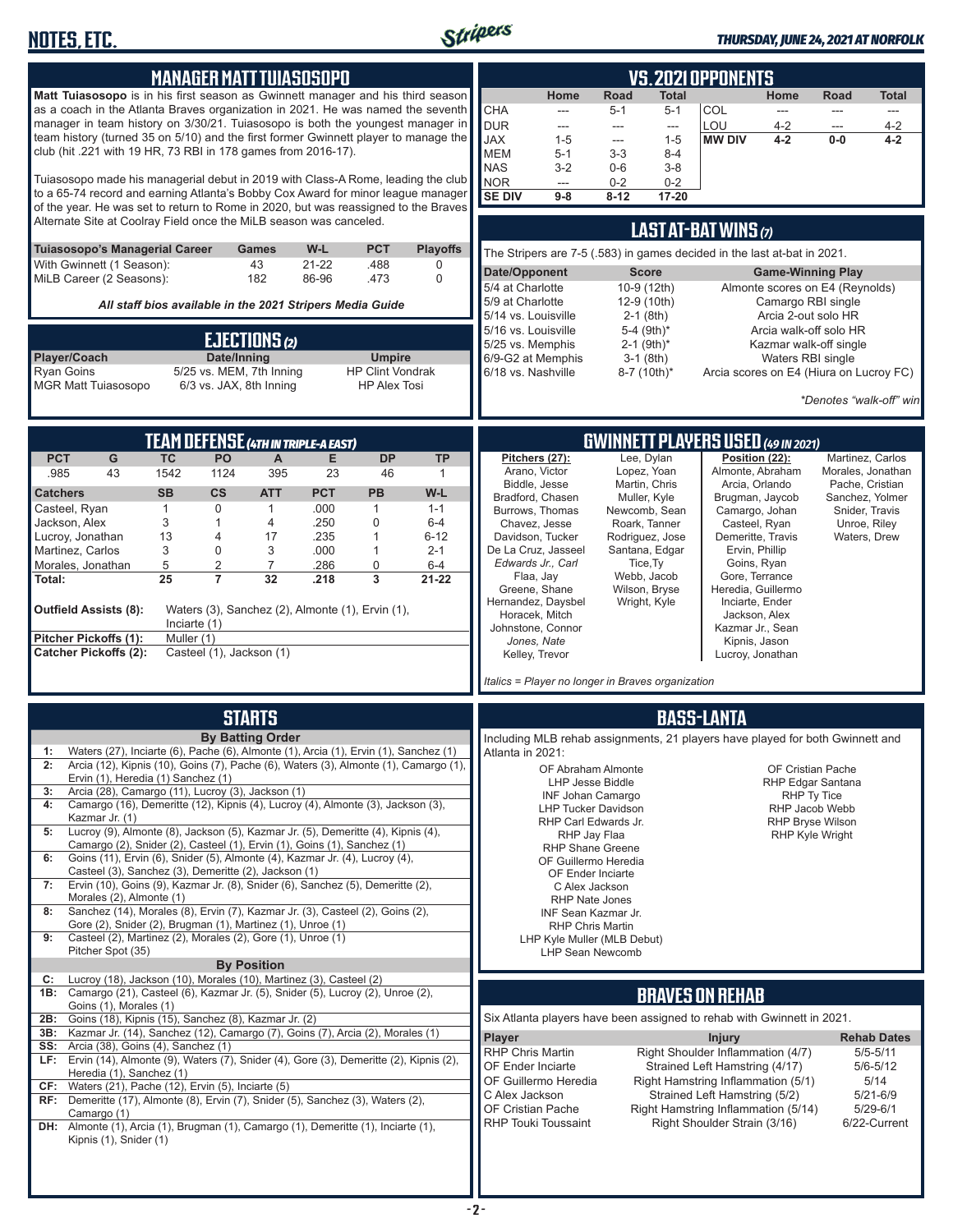# MANAGER MATT TUIASOSOPO

**Matt Tuiasosopo** is in his first season as Gwinnett manager and his third season as a coach in the Atlanta Braves organization in 2021. He was named the seventh manager in team history on 3/30/21. Tuiasosopo is both the youngest manager in team history (turned 35 on 5/10) and the first former Gwinnett player to manage the club (hit .221 with 19 HR, 73 RBI in 178 games from 2016-17).

Tuiasosopo made his managerial debut in 2019 with Class-A Rome, leading the club to a 65-74 record and earning Atlanta's Bobby Cox Award for minor league manager of the year. He was set to return to Rome in 2020, but was reassigned to the Braves Alternate Site at Coolray Field once the MiLB season was canceled.

| Tuiasosopo's Managerial Career | Games | W-L | PCT | Playoffs |
|---|---|---|---|---|
| With Gwinnett (1 Season): | 43 | 21-22 | .488 | 0 |
| MiLB Career (2 Seasons): | 182 | 86-96 | .473 | 0 |

*All staff bios available in the 2021 Stripers Media Guide*

# EJECTIONS (2)

| Player/Coach | Date/Inning | Umpire |
|---|---|---|
| Ryan Goins | 5/25 vs. MEM, 7th Inning | HP Clint Vondrak |
| MGR Matt Tuiasosopo | 6/3 vs. JAX, 8th Inning | HP Alex Tosi |

# VS. 2021 OPPONENTS

| | Home | Road | Total | | Home | Road | Total |
|---|---|---|---|---|---|---|---|
| CHA | --- | 5-1 | 5-1 | COL | --- | --- | --- |
| DUR | --- | --- | --- | LOU | 4-2 | --- | 4-2 |
| JAX | 1-5 | --- | 1-5 | **MW DIV** | **4-2** | **0-0** | **4-2** |
| MEM | 5-1 | 3-3 | 8-4 | | | | |
| NAS | 3-2 | 0-6 | 3-8 | | | | |
| NOR | --- | 0-2 | 0-2 | | | | |
| **SE DIV** | **9-8** | **8-12** | **17-20** | | | | |

# LAST AT-BAT WINS (7)

The Stripers are 7-5 (.583) in games decided in the last at-bat in 2021.

| Date/Opponent | Score | Game-Winning Play |
|---|---|---|
| 5/4 at Charlotte | 10-9 (12th) | Almonte scores on E4 (Reynolds) |
| 5/9 at Charlotte | 12-9 (10th) | Camargo RBI single |
| 5/14 vs. Louisville | 2-1 (8th) | Arcia 2-out solo HR |
| 5/16 vs. Louisville | 5-4 (9th)* | Arcia walk-off solo HR |
| 5/25 vs. Memphis | 2-1 (9th)* | Kazmar walk-off single |
| 6/9-G2 at Memphis | 3-1 (8th) | Waters RBI single |
| 6/18 vs. Nashville | 8-7 (10th)* | Arcia scores on E4 (Hiura on Lucroy FC) |

*\*Denotes "walk-off" win*

# TEAM DEFENSE (4TH IN TRIPLE-A EAST)

| PCT | G | TC | PO | A | E | DP | TP |
|---|---|---|---|---|---|---|---|
| .985 | 43 | 1542 | 1124 | 395 | 23 | 46 | 1 |

| Catchers | SB | CS | ATT | PCT | PB | W-L |
|---|---|---|---|---|---|---|
| Casteel, Ryan | 1 | 0 | 1 | .000 | 1 | 1-1 |
| Jackson, Alex | 3 | 1 | 4 | .250 | 0 | 6-4 |
| Lucroy, Jonathan | 13 | 4 | 17 | .235 | 1 | 6-12 |
| Martinez, Carlos | 3 | 0 | 3 | .000 | 1 | 2-1 |
| Morales, Jonathan | 5 | 2 | 7 | .286 | 0 | 6-4 |
| **Total:** | **25** | **7** | **32** | **.218** | **3** | **21-22** |

**Outfield Assists (8):** Waters (3), Sanchez (2), Almonte (1), Ervin (1), Inciarte (1)

**Pitcher Pickoffs (1):** Muller (1)

**Catcher Pickoffs (2):** Casteel (1), Jackson (1)

# GWINNETT PLAYERS USED (49 IN 2021)

**Pitchers (27):**
Arano, Victor
Biddle, Jesse
Bradford, Chasen
Burrows, Thomas
Chavez, Jesse
Davidson, Tucker
De La Cruz, Jasseel
*Edwards Jr., Carl*
Flaa, Jay
Greene, Shane
Hernandez, Daysbel
Horacek, Mitch
Johnstone, Connor
*Jones, Nate*
Kelley, Trevor
Lee, Dylan
Lopez, Yoan
Martin, Chris
Muller, Kyle
Newcomb, Sean
Roark, Tanner
Rodriguez, Jose
Santana, Edgar
Tice,Ty
Webb, Jacob
Wilson, Bryse
Wright, Kyle

**Position (22):**
Almonte, Abraham
Arcia, Orlando
Brugman, Jaycob
Camargo, Johan
Casteel, Ryan
Demeritte, Travis
Ervin, Phillip
Goins, Ryan
Gore, Terrance
Heredia, Guillermo
Inciarte, Ender
Jackson, Alex
Kazmar Jr., Sean
Kipnis, Jason
Lucroy, Jonathan
Martinez, Carlos
Morales, Jonathan
Pache, Cristian
Sanchez, Yolmer
Snider, Travis
Unroe, Riley
Waters, Drew

*Italics = Player no longer in Braves organization*

# STARTS

**By Batting Order**

| | |
|---|---|
| 1: | Waters (27), Inciarte (6), Pache (6), Almonte (1), Arcia (1), Ervin (1), Sanchez (1) |
| 2: | Arcia (12), Kipnis (10), Goins (7), Pache (6), Waters (3), Almonte (1), Camargo (1), Ervin (1), Heredia (1) Sanchez (1) |
| 3: | Arcia (28), Camargo (11), Lucroy (3), Jackson (1) |
| 4: | Camargo (16), Demeritte (12), Kipnis (4), Lucroy (4), Almonte (3), Jackson (3), Kazmar Jr. (1) |
| 5: | Lucroy (9), Almonte (8), Jackson (5), Kazmar Jr. (5), Demeritte (4), Kipnis (4), Camargo (2), Snider (2), Casteel (1), Ervin (1), Goins (1), Sanchez (1) |
| 6: | Goins (11), Ervin (6), Snider (5), Almonte (4), Kazmar Jr. (4), Lucroy (4), Casteel (3), Sanchez (3), Demeritte (2), Jackson (1) |
| 7: | Ervin (10), Goins (9), Kazmar Jr. (8), Snider (6), Sanchez (5), Demeritte (2), Morales (2), Almonte (1) |
| 8: | Sanchez (14), Morales (8), Ervin (7), Kazmar Jr. (3), Casteel (2), Goins (2), Gore (2), Snider (2), Brugman (1), Martinez (1), Unroe (1) |
| 9: | Casteel (2), Martinez (2), Morales (2), Gore (1), Unroe (1) Pitcher Spot (35) |

**By Position**

| | |
|---|---|
| C: | Lucroy (18), Jackson (10), Morales (10), Martinez (3), Casteel (2) |
| 1B: | Camargo (21), Casteel (6), Kazmar Jr. (5), Snider (5), Lucroy (2), Unroe (2), Goins (1), Morales (1) |
| 2B: | Goins (18), Kipnis (15), Sanchez (8), Kazmar Jr. (2) |
| 3B: | Kazmar Jr. (14), Sanchez (12), Camargo (7), Goins (7), Arcia (2), Morales (1) |
| SS: | Arcia (38), Goins (4), Sanchez (1) |
| LF: | Ervin (14), Almonte (9), Waters (7), Snider (4), Gore (3), Demeritte (2), Kipnis (2), Heredia (1), Sanchez (1) |
| CF: | Waters (21), Pache (12), Ervin (5), Inciarte (5) |
| RF: | Demeritte (17), Almonte (8), Ervin (7), Snider (5), Sanchez (3), Waters (2), Camargo (1) |
| DH: | Almonte (1), Arcia (1), Brugman (1), Camargo (1), Demeritte (1), Inciarte (1), Kipnis (1), Snider (1) |

# BASS-LANTA

Including MLB rehab assignments, 21 players have played for both Gwinnett and Atlanta in 2021:

OF Abraham Almonte
LHP Jesse Biddle
INF Johan Camargo
LHP Tucker Davidson
RHP Carl Edwards Jr.
RHP Jay Flaa
RHP Shane Greene
OF Guillermo Heredia
OF Ender Inciarte
C Alex Jackson
RHP Nate Jones
INF Sean Kazmar Jr.
RHP Chris Martin
LHP Kyle Muller (MLB Debut)
LHP Sean Newcomb
OF Cristian Pache
RHP Edgar Santana
RHP Ty Tice
RHP Jacob Webb
RHP Bryse Wilson
RHP Kyle Wright

# BRAVES ON REHAB

Six Atlanta players have been assigned to rehab with Gwinnett in 2021.

| Player | Injury | Rehab Dates |
|---|---|---|
| RHP Chris Martin | Right Shoulder Inflammation (4/7) | 5/5-5/11 |
| OF Ender Inciarte | Strained Left Hamstring (4/17) | 5/6-5/12 |
| OF Guillermo Heredia | Right Hamstring Inflammation (5/1) | 5/14 |
| C Alex Jackson | Strained Left Hamstring (5/2) | 5/21-6/9 |
| OF Cristian Pache | Right Hamstring Inflammation (5/14) | 5/29-6/1 |
| RHP Touki Toussaint | Right Shoulder Strain (3/16) | 6/22-Current |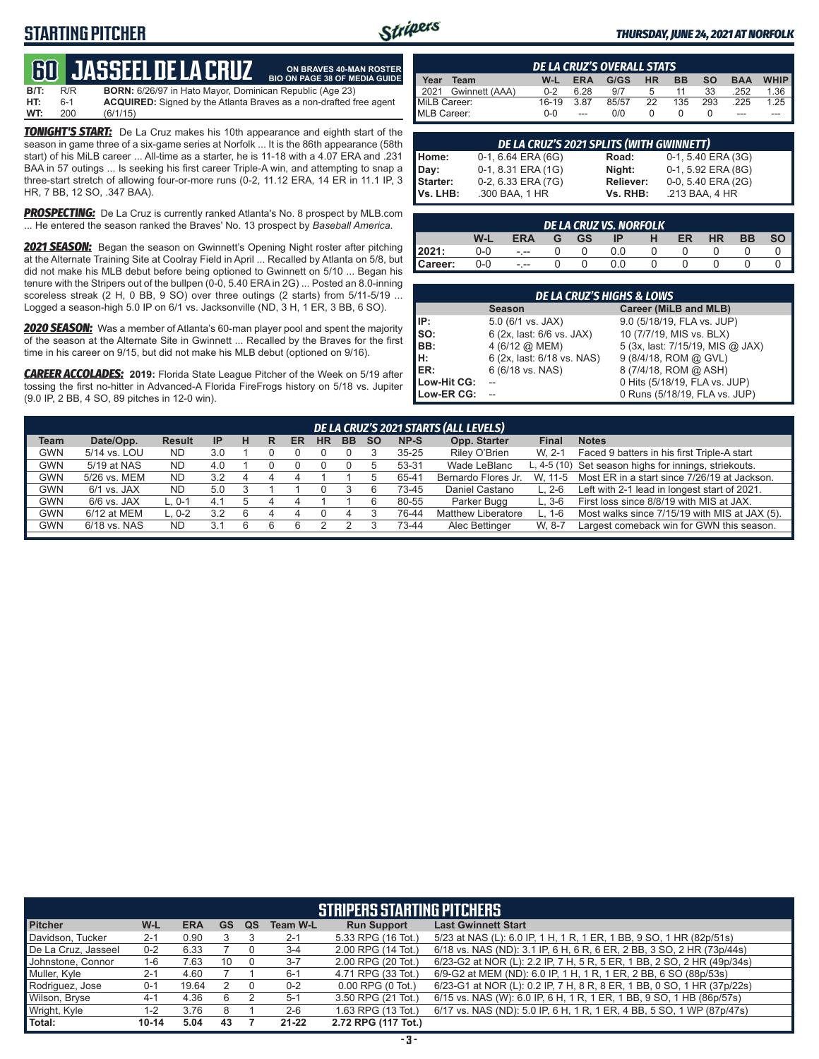## STARTING PITCHER

*THURSDAY, JUNE 24, 2021 AT NORFOLK*

# 60 JASSEEL DE LA CRUZ

**ON BRAVES 40-MAN ROSTER**
**BIO ON PAGE 38 OF MEDIA GUIDE**

**B/T:** R/R **BORN:** 6/26/97 in Hato Mayor, Dominican Republic (Age 23)
**HT:** 6-1 **ACQUIRED:** Signed by the Atlanta Braves as a non-drafted free agent
**WT:** 200 (6/1/15)

***TONIGHT'S START:*** De La Cruz makes his 10th appearance and eighth start of the season in game three of a six-game series at Norfolk ... It is the 86th appearance (58th start) of his MiLB career ... All-time as a starter, he is 11-18 with a 4.07 ERA and .231 BAA in 57 outings ... Is seeking his first career Triple-A win, and attempting to snap a three-start stretch of allowing four-or-more runs (0-2, 11.12 ERA, 14 ER in 11.1 IP, 3 HR, 7 BB, 12 SO, .347 BAA).

***PROSPECTING:*** De La Cruz is currently ranked Atlanta's No. 8 prospect by MLB.com ... He entered the season ranked the Braves' No. 13 prospect by *Baseball America*.

***2021 SEASON:*** Began the season on Gwinnett's Opening Night roster after pitching at the Alternate Training Site at Coolray Field in April ... Recalled by Atlanta on 5/8, but did not make his MLB debut before being optioned to Gwinnett on 5/10 ... Began his tenure with the Stripers out of the bullpen (0-0, 5.40 ERA in 2G) ... Posted an 8.0-inning scoreless streak (2 H, 0 BB, 9 SO) over three outings (2 starts) from 5/11-5/19 ... Logged a season-high 5.0 IP on 6/1 vs. Jacksonville (ND, 3 H, 1 ER, 3 BB, 6 SO).

***2020 SEASON:*** Was a member of Atlanta's 60-man player pool and spent the majority of the season at the Alternate Site in Gwinnett ... Recalled by the Braves for the first time in his career on 9/15, but did not make his MLB debut (optioned on 9/16).

***CAREER ACCOLADES:*** **2019:** Florida State League Pitcher of the Week on 5/19 after tossing the first no-hitter in Advanced-A Florida FireFrogs history on 5/18 vs. Jupiter (9.0 IP, 2 BB, 4 SO, 89 pitches in 12-0 win).

### DE LA CRUZ'S OVERALL STATS

| Year | Team | W-L | ERA | G/GS | HR | BB | SO | BAA | WHIP |
|---|---|---|---|---|---|---|---|---|---|
| 2021 | Gwinnett (AAA) | 0-2 | 6.28 | 9/7 | 5 | 11 | 33 | .252 | 1.36 |
| MiLB Career: | | 16-19 | 3.87 | 85/57 | 22 | 135 | 293 | .225 | 1.25 |
| MLB Career: | | 0-0 | --- | 0/0 | 0 | 0 | 0 | --- | --- |

### DE LA CRUZ'S 2021 SPLITS (WITH GWINNETT)

| | | | |
|---|---|---|---|
| **Home:** | 0-1, 6.64 ERA (6G) | **Road:** | 0-1, 5.40 ERA (3G) |
| **Day:** | 0-1, 8.31 ERA (1G) | **Night:** | 0-1, 5.92 ERA (8G) |
| **Starter:** | 0-2, 6.33 ERA (7G) | **Reliever:** | 0-0, 5.40 ERA (2G) |
| **Vs. LHB:** | .300 BAA, 1 HR | **Vs. RHB:** | .213 BAA, 4 HR |

### DE LA CRUZ VS. NORFOLK

| | W-L | ERA | G | GS | IP | H | ER | HR | BB | SO |
|---|---|---|---|---|---|---|---|---|---|---|
| **2021:** | 0-0 | -.-- | 0 | 0 | 0.0 | 0 | 0 | 0 | 0 | 0 |
| **Career:** | 0-0 | -.-- | 0 | 0 | 0.0 | 0 | 0 | 0 | 0 | 0 |

### DE LA CRUZ'S HIGHS & LOWS

| | Season | Career (MiLB and MLB) |
|---|---|---|
| **IP:** | 5.0 (6/1 vs. JAX) | 9.0 (5/18/19, FLA vs. JUP) |
| **SO:** | 6 (2x, last: 6/6 vs. JAX) | 10 (7/7/19, MIS vs. BLX) |
| **BB:** | 4 (6/12 @ MEM) | 5 (3x, last: 7/15/19, MIS @ JAX) |
| **H:** | 6 (2x, last: 6/18 vs. NAS) | 9 (8/4/18, ROM @ GVL) |
| **ER:** | 6 (6/18 vs. NAS) | 8 (7/4/18, ROM @ ASH) |
| **Low-Hit CG:** | -- | 0 Hits (5/18/19, FLA vs. JUP) |
| **Low-ER CG:** | -- | 0 Runs (5/18/19, FLA vs. JUP) |

### DE LA CRUZ'S 2021 STARTS (ALL LEVELS)

| Team | Date/Opp. | Result | IP | H | R | ER | HR | BB | SO | NP-S | Opp. Starter | Final | Notes |
|---|---|---|---|---|---|---|---|---|---|---|---|---|---|
| GWN | 5/14 vs. LOU | ND | 3.0 | 1 | 0 | 0 | 0 | 0 | 3 | 35-25 | Riley O'Brien | W, 2-1 | Faced 9 batters in his first Triple-A start |
| GWN | 5/19 at NAS | ND | 4.0 | 1 | 0 | 0 | 0 | 0 | 5 | 53-31 | Wade LeBlanc | L, 4-5 (10) | Set season highs for innings, striekouts. |
| GWN | 5/26 vs. MEM | ND | 3.2 | 4 | 4 | 4 | 1 | 1 | 5 | 65-41 | Bernardo Flores Jr. | W, 11-5 | Most ER in a start since 7/26/19 at Jackson. |
| GWN | 6/1 vs. JAX | ND | 5.0 | 3 | 1 | 1 | 0 | 3 | 6 | 73-45 | Daniel Castano | L, 2-6 | Left with 2-1 lead in longest start of 2021. |
| GWN | 6/6 vs. JAX | L, 0-1 | 4.1 | 5 | 4 | 4 | 1 | 1 | 6 | 80-55 | Parker Bugg | L, 3-6 | First loss since 8/8/19 with MIS at JAX. |
| GWN | 6/12 at MEM | L, 0-2 | 3.2 | 6 | 4 | 4 | 0 | 4 | 3 | 76-44 | Matthew Liberatore | L, 1-6 | Most walks since 7/15/19 with MIS at JAX (5). |
| GWN | 6/18 vs. NAS | ND | 3.1 | 6 | 6 | 6 | 2 | 2 | 3 | 73-44 | Alec Bettinger | W, 8-7 | Largest comeback win for GWN this season. |

### STRIPERS STARTING PITCHERS

| Pitcher | W-L | ERA | GS | QS | Team W-L | Run Support | Last Gwinnett Start |
|---|---|---|---|---|---|---|---|
| Davidson, Tucker | 2-1 | 0.90 | 3 | 3 | 2-1 | 5.33 RPG (16 Tot.) | 5/23 at NAS (L): 6.0 IP, 1 H, 1 R, 1 ER, 1 BB, 9 SO, 1 HR (82p/51s) |
| De La Cruz, Jasseel | 0-2 | 6.33 | 7 | 0 | 3-4 | 2.00 RPG (14 Tot.) | 6/18 vs. NAS (ND): 3.1 IP, 6 H, 6 R, 6 ER, 2 BB, 3 SO, 2 HR (73p/44s) |
| Johnstone, Connor | 1-6 | 7.63 | 10 | 0 | 3-7 | 2.00 RPG (20 Tot.) | 6/23-G2 at NOR (L): 2.2 IP, 7 H, 5 R, 5 ER, 1 BB, 2 SO, 2 HR (49p/34s) |
| Muller, Kyle | 2-1 | 4.60 | 7 | 1 | 6-1 | 4.71 RPG (33 Tot.) | 6/9-G2 at MEM (ND): 6.0 IP, 1 H, 1 R, 1 ER, 2 BB, 6 SO (88p/53s) |
| Rodriguez, Jose | 0-1 | 19.64 | 2 | 0 | 0-2 | 0.00 RPG (0 Tot.) | 6/23-G1 at NOR (L): 0.2 IP, 7 H, 8 R, 8 ER, 1 BB, 0 SO, 1 HR (37p/22s) |
| Wilson, Bryse | 4-1 | 4.36 | 6 | 2 | 5-1 | 3.50 RPG (21 Tot.) | 6/15 vs. NAS (W): 6.0 IP, 6 H, 1 R, 1 ER, 1 BB, 9 SO, 1 HB (86p/57s) |
| Wright, Kyle | 1-2 | 3.76 | 8 | 1 | 2-6 | 1.63 RPG (13 Tot.) | 6/17 vs. NAS (ND): 5.0 IP, 6 H, 1 R, 1 ER, 4 BB, 5 SO, 1 WP (87p/47s) |
| **Total:** | **10-14** | **5.04** | **43** | **7** | **21-22** | **2.72 RPG (117 Tot.)** | |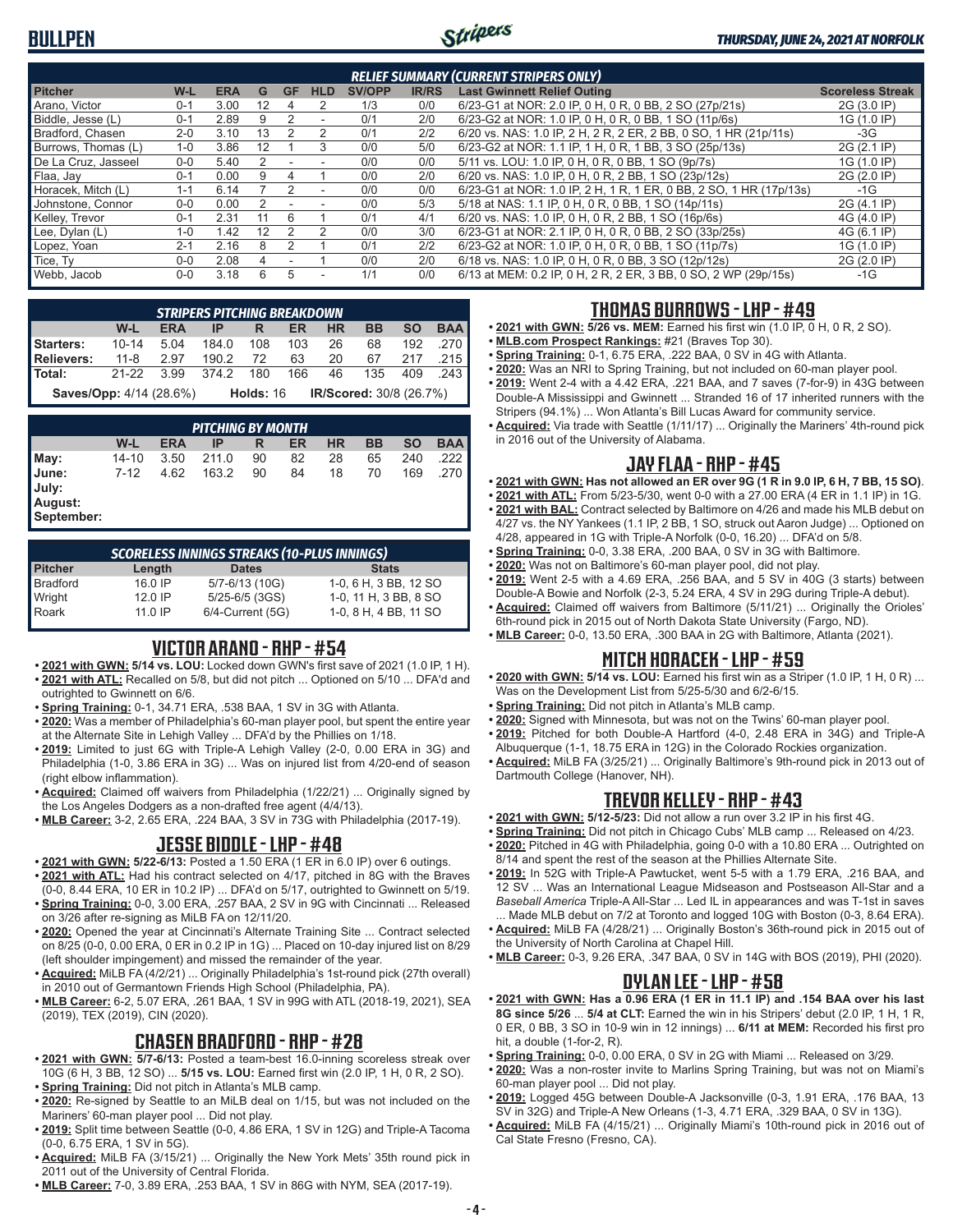# BULLPEN

*THURSDAY, JUNE 24, 2021 AT NORFOLK*

### RELIEF SUMMARY (CURRENT STRIPERS ONLY)

| Pitcher | W-L | ERA | G | GF | HLD | SV/OPP | IR/RS | Last Gwinnett Relief Outing | Scoreless Streak |
|---|---|---|---|---|---|---|---|---|---|
| Arano, Victor | 0-1 | 3.00 | 12 | 4 | 2 | 1/3 | 0/0 | 6/23-G1 at NOR: 2.0 IP, 0 H, 0 R, 0 BB, 2 SO (27p/21s) | 2G (3.0 IP) |
| Biddle, Jesse (L) | 0-1 | 2.89 | 9 | 2 | - | 0/1 | 2/0 | 6/23-G2 at NOR: 1.0 IP, 0 H, 0 R, 0 BB, 1 SO (11p/6s) | 1G (1.0 IP) |
| Bradford, Chasen | 2-0 | 3.10 | 13 | 2 | 2 | 0/1 | 2/2 | 6/20 vs. NAS: 1.0 IP, 2 H, 2 R, 2 ER, 2 BB, 0 SO, 1 HR (21p/11s) | -3G |
| Burrows, Thomas (L) | 1-0 | 3.86 | 12 | 1 | 3 | 0/0 | 5/0 | 6/23-G2 at NOR: 1.1 IP, 1 H, 0 R, 1 BB, 3 SO (25p/13s) | 2G (2.1 IP) |
| De La Cruz, Jasseel | 0-0 | 5.40 | 2 | - | - | 0/0 | 0/0 | 5/11 vs. LOU: 1.0 IP, 0 H, 0 R, 0 BB, 1 SO (9p/7s) | 1G (1.0 IP) |
| Flaa, Jay | 0-1 | 0.00 | 9 | 4 | 1 | 0/0 | 2/0 | 6/20 vs. NAS: 1.0 IP, 0 H, 0 R, 2 BB, 1 SO (23p/12s) | 2G (2.0 IP) |
| Horacek, Mitch (L) | 1-1 | 6.14 | 7 | 2 | - | 0/0 | 0/0 | 6/23-G1 at NOR: 1.0 IP, 2 H, 1 R, 1 ER, 0 BB, 2 SO, 1 HR (17p/13s) | -1G |
| Johnstone, Connor | 0-0 | 0.00 | 2 | - | - | 0/0 | 5/3 | 5/18 at NAS: 1.1 IP, 0 H, 0 R, 0 BB, 1 SO (14p/11s) | 2G (4.1 IP) |
| Kelley, Trevor | 0-1 | 2.31 | 11 | 6 | 1 | 0/1 | 4/1 | 6/20 vs. NAS: 1.0 IP, 0 H, 0 R, 2 BB, 1 SO (16p/6s) | 4G (4.0 IP) |
| Lee, Dylan (L) | 1-0 | 1.42 | 12 | 2 | 2 | 0/0 | 3/0 | 6/23-G1 at NOR: 2.1 IP, 0 H, 0 R, 0 BB, 2 SO (33p/25s) | 4G (6.1 IP) |
| Lopez, Yoan | 2-1 | 2.16 | 8 | 2 | 1 | 0/1 | 2/2 | 6/23-G2 at NOR: 1.0 IP, 0 H, 0 R, 0 BB, 1 SO (11p/7s) | 1G (1.0 IP) |
| Tice, Ty | 0-0 | 2.08 | 4 | - | 1 | 0/0 | 2/0 | 6/18 vs. NAS: 1.0 IP, 0 H, 0 R, 0 BB, 3 SO (12p/12s) | 2G (2.0 IP) |
| Webb, Jacob | 0-0 | 3.18 | 6 | 5 | - | 1/1 | 0/0 | 6/13 at MEM: 0.2 IP, 0 H, 2 R, 2 ER, 3 BB, 0 SO, 2 WP (29p/15s) | -1G |

### STRIPERS PITCHING BREAKDOWN

| | W-L | ERA | IP | R | ER | HR | BB | SO | BAA |
|---|---|---|---|---|---|---|---|---|---|
| **Starters:** | 10-14 | 5.04 | 184.0 | 108 | 103 | 26 | 68 | 192 | .270 |
| **Relievers:** | 11-8 | 2.97 | 190.2 | 72 | 63 | 20 | 67 | 217 | .215 |
| **Total:** | 21-22 | 3.99 | 374.2 | 180 | 166 | 46 | 135 | 409 | .243 |

**Saves/Opp:** 4/14 (28.6%) **Holds:** 16 **IR/Scored:** 30/8 (26.7%)

### PITCHING BY MONTH

| | W-L | ERA | IP | R | ER | HR | BB | SO | BAA |
|---|---|---|---|---|---|---|---|---|---|
| **May:** | 14-10 | 3.50 | 211.0 | 90 | 82 | 28 | 65 | 240 | .222 |
| **June:** | 7-12 | 4.62 | 163.2 | 90 | 84 | 18 | 70 | 169 | .270 |
| **July:** | | | | | | | | | |
| **August:** | | | | | | | | | |
| **September:** | | | | | | | | | |

### SCORELESS INNINGS STREAKS (10-PLUS INNINGS)

| Pitcher | Length | Dates | Stats |
|---|---|---|---|
| Bradford | 16.0 IP | 5/7-6/13 (10G) | 1-0, 6 H, 3 BB, 12 SO |
| Wright | 12.0 IP | 5/25-6/5 (3GS) | 1-0, 11 H, 3 BB, 8 SO |
| Roark | 11.0 IP | 6/4-Current (5G) | 1-0, 8 H, 4 BB, 11 SO |

## VICTOR ARANO - RHP - #54

- **2021 with GWN: 5/14 vs. LOU:** Locked down GWN's first save of 2021 (1.0 IP, 1 H).
- **2021 with ATL:** Recalled on 5/8, but did not pitch ... Optioned on 5/10 ... DFA'd and outrighted to Gwinnett on 6/6.
- **Spring Training:** 0-1, 34.71 ERA, .538 BAA, 1 SV in 3G with Atlanta.
- **2020:** Was a member of Philadelphia's 60-man player pool, but spent the entire year at the Alternate Site in Lehigh Valley ... DFA'd by the Phillies on 1/18.
- **2019:** Limited to just 6G with Triple-A Lehigh Valley (2-0, 0.00 ERA in 3G) and Philadelphia (1-0, 3.86 ERA in 3G) ... Was on injured list from 4/20-end of season (right elbow inflammation).
- **Acquired:** Claimed off waivers from Philadelphia (1/22/21) ... Originally signed by the Los Angeles Dodgers as a non-drafted free agent (4/4/13).
- **MLB Career:** 3-2, 2.65 ERA, .224 BAA, 3 SV in 73G with Philadelphia (2017-19).

## JESSE BIDDLE - LHP - #48

- **2021 with GWN: 5/22-6/13:** Posted a 1.50 ERA (1 ER in 6.0 IP) over 6 outings.
- **2021 with ATL:** Had his contract selected on 4/17, pitched in 8G with the Braves (0-0, 8.44 ERA, 10 ER in 10.2 IP) ... DFA'd on 5/17, outrighted to Gwinnett on 5/19.
- **Spring Training:** 0-0, 3.00 ERA, .257 BAA, 2 SV in 9G with Cincinnati ... Released on 3/26 after re-signing as MiLB FA on 12/11/20.
- **2020:** Opened the year at Cincinnati's Alternate Training Site ... Contract selected on 8/25 (0-0, 0.00 ERA, 0 ER in 0.2 IP in 1G) ... Placed on 10-day injured list on 8/29 (left shoulder impingement) and missed the remainder of the year.
- **Acquired:** MiLB FA (4/2/21) ... Originally Philadelphia's 1st-round pick (27th overall) in 2010 out of Germantown Friends High School (Philadelphia, PA).
- **MLB Career:** 6-2, 5.07 ERA, .261 BAA, 1 SV in 99G with ATL (2018-19, 2021), SEA (2019), TEX (2019), CIN (2020).

## CHASEN BRADFORD - RHP - #28

- **2021 with GWN: 5/7-6/13:** Posted a team-best 16.0-inning scoreless streak over 10G (6 H, 3 BB, 12 SO) ... **5/15 vs. LOU:** Earned first win (2.0 IP, 1 H, 0 R, 2 SO).
- **Spring Training:** Did not pitch in Atlanta's MLB camp.
- **2020:** Re-signed by Seattle to an MiLB deal on 1/15, but was not included on the Mariners' 60-man player pool ... Did not play.
- **2019:** Split time between Seattle (0-0, 4.86 ERA, 1 SV in 12G) and Triple-A Tacoma (0-0, 6.75 ERA, 1 SV in 5G).
- **Acquired:** MiLB FA (3/15/21) ... Originally the New York Mets' 35th round pick in 2011 out of the University of Central Florida.
- **MLB Career:** 7-0, 3.89 ERA, .253 BAA, 1 SV in 86G with NYM, SEA (2017-19).

## THOMAS BURROWS - LHP - #49

- **2021 with GWN: 5/26 vs. MEM:** Earned his first win (1.0 IP, 0 H, 0 R, 2 SO).
- **MLB.com Prospect Rankings:** #21 (Braves Top 30).
- **Spring Training:** 0-1, 6.75 ERA, .222 BAA, 0 SV in 4G with Atlanta.
- **2020:** Was an NRI to Spring Training, but not included on 60-man player pool.
- **2019:** Went 2-4 with a 4.42 ERA, .221 BAA, and 7 saves (7-for-9) in 43G between Double-A Mississippi and Gwinnett ... Stranded 16 of 17 inherited runners with the Stripers (94.1%) ... Won Atlanta's Bill Lucas Award for community service.
- **Acquired:** Via trade with Seattle (1/11/17) ... Originally the Mariners' 4th-round pick in 2016 out of the University of Alabama.

## JAY FLAA - RHP - #45

- **2021 with GWN: Has not allowed an ER over 9G (1 R in 9.0 IP, 6 H, 7 BB, 15 SO)**.
- **2021 with ATL:** From 5/23-5/30, went 0-0 with a 27.00 ERA (4 ER in 1.1 IP) in 1G.
- **2021 with BAL:** Contract selected by Baltimore on 4/26 and made his MLB debut on 4/27 vs. the NY Yankees (1.1 IP, 2 BB, 1 SO, struck out Aaron Judge) ... Optioned on 4/28, appeared in 1G with Triple-A Norfolk (0-0, 16.20) ... DFA'd on 5/8.
- **Spring Training:** 0-0, 3.38 ERA, .200 BAA, 0 SV in 3G with Baltimore.
- **2020:** Was not on Baltimore's 60-man player pool, did not play.
- **2019:** Went 2-5 with a 4.69 ERA, .256 BAA, and 5 SV in 40G (3 starts) between Double-A Bowie and Norfolk (2-3, 5.24 ERA, 4 SV in 29G during Triple-A debut).
- **Acquired:** Claimed off waivers from Baltimore (5/11/21) ... Originally the Orioles' 6th-round pick in 2015 out of North Dakota State University (Fargo, ND).
- **MLB Career:** 0-0, 13.50 ERA, .300 BAA in 2G with Baltimore, Atlanta (2021).

## MITCH HORACEK - LHP - #59

- **2020 with GWN: 5/14 vs. LOU:** Earned his first win as a Striper (1.0 IP, 1 H, 0 R) ... Was on the Development List from 5/25-5/30 and 6/2-6/15.
- **Spring Training:** Did not pitch in Atlanta's MLB camp.
- **2020:** Signed with Minnesota, but was not on the Twins' 60-man player pool.
- **2019:** Pitched for both Double-A Hartford (4-0, 2.48 ERA in 34G) and Triple-A Albuquerque (1-1, 18.75 ERA in 12G) in the Colorado Rockies organization.
- **Acquired:** MiLB FA (3/25/21) ... Originally Baltimore's 9th-round pick in 2013 out of Dartmouth College (Hanover, NH).

## TREVOR KELLEY - RHP - #43

- **2021 with GWN: 5/12-5/23:** Did not allow a run over 3.2 IP in his first 4G.
- **Spring Training:** Did not pitch in Chicago Cubs' MLB camp ... Released on 4/23.
- **2020:** Pitched in 4G with Philadelphia, going 0-0 with a 10.80 ERA ... Outrighted on 8/14 and spent the rest of the season at the Phillies Alternate Site.
- **2019:** In 52G with Triple-A Pawtucket, went 5-5 with a 1.79 ERA, .216 BAA, and 12 SV ... Was an International League Midseason and Postseason All-Star and a *Baseball America* Triple-A All-Star ... Led IL in appearances and was T-1st in saves ... Made MLB debut on 7/2 at Toronto and logged 10G with Boston (0-3, 8.64 ERA).
- **Acquired:** MiLB FA (4/28/21) ... Originally Boston's 36th-round pick in 2015 out of the University of North Carolina at Chapel Hill.
- **MLB Career:** 0-3, 9.26 ERA, .347 BAA, 0 SV in 14G with BOS (2019), PHI (2020).

## DYLAN LEE - LHP - #58

- **2021 with GWN: Has a 0.96 ERA (1 ER in 11.1 IP) and .154 BAA over his last 8G since 5/26** ... **5/4 at CLT:** Earned the win in his Stripers' debut (2.0 IP, 1 H, 1 R, 0 ER, 0 BB, 3 SO in 10-9 win in 12 innings) ... **6/11 at MEM:** Recorded his first pro hit, a double (1-for-2, R).
- **Spring Training:** 0-0, 0.00 ERA, 0 SV in 2G with Miami ... Released on 3/29.
- **2020:** Was a non-roster invite to Marlins Spring Training, but was not on Miami's 60-man player pool ... Did not play.
- **2019:** Logged 45G between Double-A Jacksonville (0-3, 1.91 ERA, .176 BAA, 13 SV in 32G) and Triple-A New Orleans (1-3, 4.71 ERA, .329 BAA, 0 SV in 13G).
- **Acquired:** MiLB FA (4/15/21) ... Originally Miami's 10th-round pick in 2016 out of Cal State Fresno (Fresno, CA).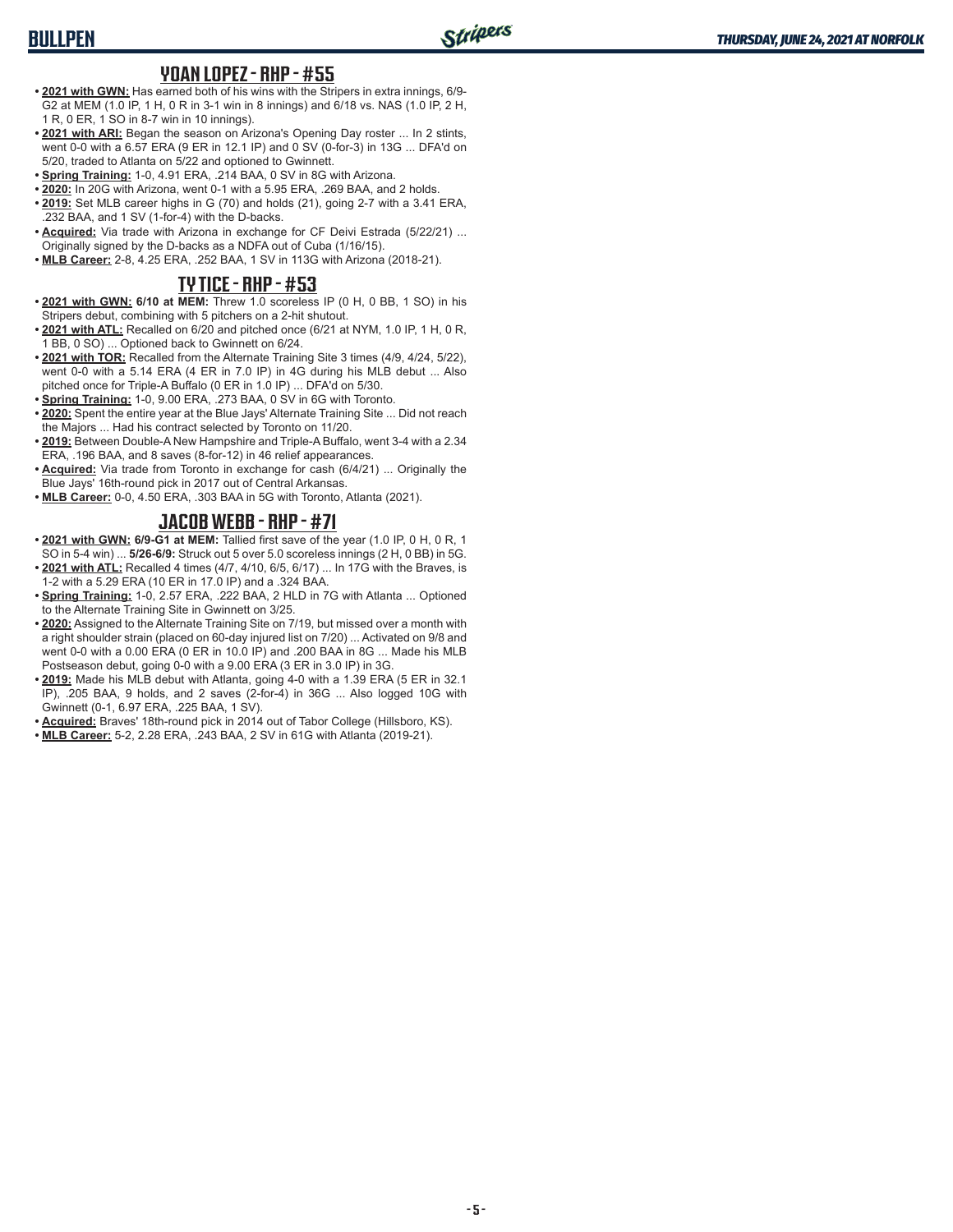## YOAN LOPEZ - RHP - #55

- **2021 with GWN:** Has earned both of his wins with the Stripers in extra innings, 6/9-G2 at MEM (1.0 IP, 1 H, 0 R in 3-1 win in 8 innings) and 6/18 vs. NAS (1.0 IP, 2 H, 1 R, 0 ER, 1 SO in 8-7 win in 10 innings).
- **2021 with ARI:** Began the season on Arizona's Opening Day roster ... In 2 stints, went 0-0 with a 6.57 ERA (9 ER in 12.1 IP) and 0 SV (0-for-3) in 13G ... DFA'd on 5/20, traded to Atlanta on 5/22 and optioned to Gwinnett.
- **Spring Training:** 1-0, 4.91 ERA, .214 BAA, 0 SV in 8G with Arizona.
- **2020:** In 20G with Arizona, went 0-1 with a 5.95 ERA, .269 BAA, and 2 holds.
- **2019:** Set MLB career highs in G (70) and holds (21), going 2-7 with a 3.41 ERA, .232 BAA, and 1 SV (1-for-4) with the D-backs.
- **Acquired:** Via trade with Arizona in exchange for CF Deivi Estrada (5/22/21) ... Originally signed by the D-backs as a NDFA out of Cuba (1/16/15).
- **MLB Career:** 2-8, 4.25 ERA, .252 BAA, 1 SV in 113G with Arizona (2018-21).

## TY TICE - RHP - #53

- **2021 with GWN:** **6/10 at MEM:** Threw 1.0 scoreless IP (0 H, 0 BB, 1 SO) in his Stripers debut, combining with 5 pitchers on a 2-hit shutout.
- **2021 with ATL:** Recalled on 6/20 and pitched once (6/21 at NYM, 1.0 IP, 1 H, 0 R, 1 BB, 0 SO) ... Optioned back to Gwinnett on 6/24.
- **2021 with TOR:** Recalled from the Alternate Training Site 3 times (4/9, 4/24, 5/22), went 0-0 with a 5.14 ERA (4 ER in 7.0 IP) in 4G during his MLB debut ... Also pitched once for Triple-A Buffalo (0 ER in 1.0 IP) ... DFA'd on 5/30.
- **Spring Training:** 1-0, 9.00 ERA, .273 BAA, 0 SV in 6G with Toronto.
- **2020:** Spent the entire year at the Blue Jays' Alternate Training Site ... Did not reach the Majors ... Had his contract selected by Toronto on 11/20.
- **2019:** Between Double-A New Hampshire and Triple-A Buffalo, went 3-4 with a 2.34 ERA, .196 BAA, and 8 saves (8-for-12) in 46 relief appearances.
- **Acquired:** Via trade from Toronto in exchange for cash (6/4/21) ... Originally the Blue Jays' 16th-round pick in 2017 out of Central Arkansas.
- **MLB Career:** 0-0, 4.50 ERA, .303 BAA in 5G with Toronto, Atlanta (2021).

## JACOB WEBB - RHP - #71

- **2021 with GWN:** **6/9-G1 at MEM:** Tallied first save of the year (1.0 IP, 0 H, 0 R, 1 SO in 5-4 win) ... **5/26-6/9:** Struck out 5 over 5.0 scoreless innings (2 H, 0 BB) in 5G.
- **2021 with ATL:** Recalled 4 times (4/7, 4/10, 6/5, 6/17) ... In 17G with the Braves, is 1-2 with a 5.29 ERA (10 ER in 17.0 IP) and a .324 BAA.
- **Spring Training:** 1-0, 2.57 ERA, .222 BAA, 2 HLD in 7G with Atlanta ... Optioned to the Alternate Training Site in Gwinnett on 3/25.
- **2020:** Assigned to the Alternate Training Site on 7/19, but missed over a month with a right shoulder strain (placed on 60-day injured list on 7/20) ... Activated on 9/8 and went 0-0 with a 0.00 ERA (0 ER in 10.0 IP) and .200 BAA in 8G ... Made his MLB Postseason debut, going 0-0 with a 9.00 ERA (3 ER in 3.0 IP) in 3G.
- **2019:** Made his MLB debut with Atlanta, going 4-0 with a 1.39 ERA (5 ER in 32.1 IP), .205 BAA, 9 holds, and 2 saves (2-for-4) in 36G ... Also logged 10G with Gwinnett (0-1, 6.97 ERA, .225 BAA, 1 SV).
- **Acquired:** Braves' 18th-round pick in 2014 out of Tabor College (Hillsboro, KS).
- **MLB Career:** 5-2, 2.28 ERA, .243 BAA, 2 SV in 61G with Atlanta (2019-21).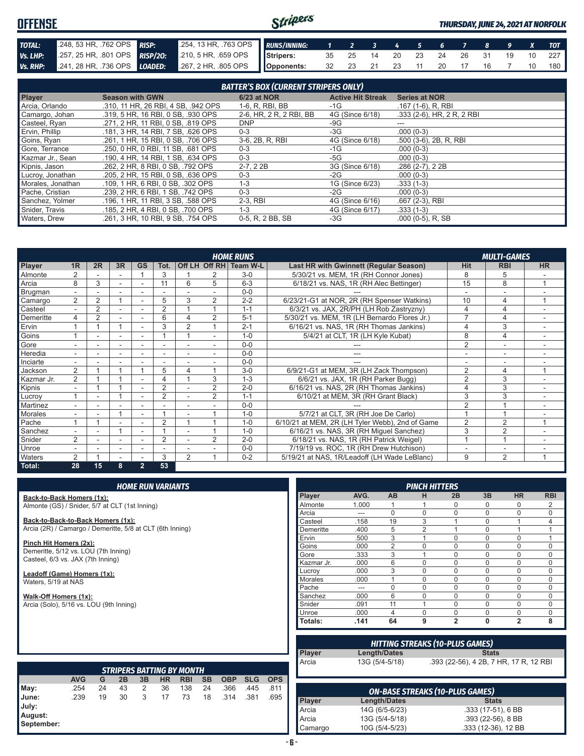# OFFENSE

*THURSDAY, JUNE 24, 2021 AT NORFOLK*

| | | | |
|---|---|---|---|
| **TOTAL:** | .248, 53 HR, .762 OPS | **RISP:** | .254, 13 HR, .763 OPS |
| **Vs. LHP:** | .257, 25 HR, .801 OPS | **RISP/2O:** | .210, 5 HR, .659 OPS |
| **Vs. RHP:** | .241, 28 HR, .736 OPS | **LOADED:** | .267, 2 HR, .805 OPS |

| RUNS/INNING: | 1 | 2 | 3 | 4 | 5 | 6 | 7 | 8 | 9 | X | TOT |
|---|---|---|---|---|---|---|---|---|---|---|---|
| Stripers: | 35 | 25 | 14 | 20 | 23 | 24 | 26 | 31 | 19 | 10 | 227 |
| Opponents: | 32 | 23 | 21 | 23 | 11 | 20 | 17 | 16 | 7 | 10 | 180 |

## BATTER'S BOX (CURRENT STRIPERS ONLY)

| Player | Season with GWN | 6/23 at NOR | Active Hit Streak | Series at NOR |
|---|---|---|---|---|
| Arcia, Orlando | .310, 11 HR, 26 RBI, 4 SB, .942 OPS | 1-6, R, RBI, BB | -1G | .167 (1-6), R, RBI |
| Camargo, Johan | .319, 5 HR, 16 RBI, 0 SB, .930 OPS | 2-6, HR, 2 R, 2 RBI, BB | 4G (Since 6/18) | .333 (2-6), HR, 2 R, 2 RBI |
| Casteel, Ryan | .271, 2 HR, 11 RBI, 0 SB, .819 OPS | DNP | -9G | --- |
| Ervin, Phillip | .181, 3 HR, 14 RBI, 7 SB, .626 OPS | 0-3 | -3G | .000 (0-3) |
| Goins, Ryan | .261, 1 HR, 15 RBI, 0 SB, .706 OPS | 3-6, 2B, R, RBI | 4G (Since 6/18) | .500 (3-6), 2B, R, RBI |
| Gore, Terrance | .250, 0 HR, 0 RBI, 11 SB, .681 OPS | 0-3 | -1G | .000 (0-3) |
| Kazmar Jr., Sean | .190, 4 HR, 14 RBI, 1 SB, .634 OPS | 0-3 | -5G | .000 (0-3) |
| Kipnis, Jason | .262, 2 HR, 8 RBI, 0 SB, .792 OPS | 2-7, 2 2B | 3G (Since 6/18) | .286 (2-7), 2 2B |
| Lucroy, Jonathan | .205, 2 HR, 15 RBI, 0 SB, .636 OPS | 0-3 | -2G | .000 (0-3) |
| Morales, Jonathan | .109, 1 HR, 6 RBI, 0 SB, .302 OPS | 1-3 | 1G (Since 6/23) | .333 (1-3) |
| Pache, Cristian | .239, 2 HR, 6 RBI, 1 SB, .742 OPS | 0-3 | -2G | .000 (0-3) |
| Sanchez, Yolmer | .196, 1 HR, 11 RBI, 3 SB, .588 OPS | 2-3, RBI | 4G (Since 6/16) | .667 (2-3), RBI |
| Snider, Travis | .185, 2 HR, 4 RBI, 0 SB, .700 OPS | 1-3 | 4G (Since 6/17) | .333 (1-3) |
| Waters, Drew | .261, 3 HR, 10 RBI, 9 SB, .754 OPS | 0-5, R, 2 BB, SB | -3G | .000 (0-5), R, SB |

## HOME RUNS / MULTI-GAMES

| Player | 1R | 2R | 3R | GS | Tot. | Off LH | Off RH | Team W-L | Last HR with Gwinnett (Regular Season) | Hit | RBI | HR |
|---|---|---|---|---|---|---|---|---|---|---|---|---|
| Almonte | 2 | - | - | 1 | 3 | 1 | 2 | 3-0 | 5/30/21 vs. MEM, 1R (RH Connor Jones) | 8 | 5 | - |
| Arcia | 8 | 3 | - | - | 11 | 6 | 5 | 6-3 | 6/18/21 vs. NAS, 1R (RH Alec Bettinger) | 15 | 8 | 1 |
| Brugman | - | - | - | - | - | - | - | 0-0 | --- | - | - | - |
| Camargo | 2 | 2 | 1 | - | 5 | 3 | 2 | 2-2 | 6/23/21-G1 at NOR, 2R (RH Spenser Watkins) | 10 | 4 | 1 |
| Casteel | - | 2 | - | - | 2 | 1 | 1 | 1-1 | 6/3/21 vs. JAX, 2R/PH (LH Rob Zastryzny) | 4 | 4 | - |
| Demeritte | 4 | 2 | - | - | 6 | 4 | 2 | 5-1 | 5/30/21 vs. MEM, 1R (LH Bernardo Flores Jr.) | 7 | 4 | - |
| Ervin | 1 | 1 | 1 | - | 3 | 2 | 1 | 2-1 | 6/16/21 vs. NAS, 1R (RH Thomas Jankins) | 4 | 3 | - |
| Goins | 1 | - | - | - | 1 | 1 | - | 1-0 | 5/4/21 at CLT, 1R (LH Kyle Kubat) | 8 | 4 | - |
| Gore | - | - | - | - | - | - | - | 0-0 | --- | 2 | - | - |
| Heredia | - | - | - | - | - | - | - | 0-0 | --- | - | - | - |
| Inciarte | - | - | - | - | - | - | - | 0-0 | --- | - | - | - |
| Jackson | 2 | 1 | 1 | 1 | 5 | 4 | 1 | 3-0 | 6/9/21-G1 at MEM, 3R (LH Zack Thompson) | 2 | 4 | 1 |
| Kazmar Jr. | 2 | 1 | 1 | - | 4 | 1 | 3 | 1-3 | 6/6/21 vs. JAX, 1R (RH Parker Bugg) | 2 | 3 | - |
| Kipnis | - | 1 | 1 | - | 2 | - | 2 | 2-0 | 6/16/21 vs. NAS, 2R (RH Thomas Jankins) | 4 | 3 | - |
| Lucroy | 1 | - | 1 | - | 2 | - | 2 | 1-1 | 6/10/21 at MEM, 3R (RH Grant Black) | 3 | 3 | - |
| Martinez | - | - | - | - | - | - | - | 0-0 | --- | 2 | 1 | - |
| Morales | - | - | 1 | - | 1 | - | 1 | 1-0 | 5/7/21 at CLT, 3R (RH Joe De Carlo) | 1 | 1 | - |
| Pache | 1 | 1 | - | - | 2 | 1 | 1 | 1-0 | 6/10/21 at MEM, 2R (LH Tyler Webb), 2nd of Game | 2 | 2 | 1 |
| Sanchez | - | - | 1 | - | 1 | - | 1 | 1-0 | 6/16/21 vs. NAS, 3R (RH Miguel Sanchez) | 3 | 2 | - |
| Snider | 2 | - | - | - | 2 | - | 2 | 2-0 | 6/18/21 vs. NAS, 1R (RH Patrick Weigel) | 1 | 1 | - |
| Unroe | - | - | - | - | - | - | - | 0-0 | 7/19/19 vs. ROC, 1R (RH Drew Hutchison) | - | - | - |
| Waters | 2 | 1 | - | - | 3 | 2 | 1 | 0-2 | 5/19/21 at NAS, 1R/Leadoff (LH Wade LeBlanc) | 9 | 2 | 1 |
| **Total:** | 28 | 15 | 8 | 2 | 53 | | | | | | | |

## HOME RUN VARIANTS

**Back-to-Back Homers (1x):**
Almonte (GS) / Snider, 5/7 at CLT (1st Inning)

**Back-to-Back-to-Back Homers (1x):**
Arcia (2R) / Camargo / Demeritte, 5/8 at CLT (6th Inning)

**Pinch Hit Homers (2x):**
Demeritte, 5/12 vs. LOU (7th Inning)
Casteel, 6/3 vs. JAX (7th Inning)

**Leadoff (Game) Homers (1x):**
Waters, 5/19 at NAS

**Walk-Off Homers (1x):**
Arcia (Solo), 5/16 vs. LOU (9th Inning)

## PINCH HITTERS

| Player | AVG. | AB | H | 2B | 3B | HR | RBI |
|---|---|---|---|---|---|---|---|
| Almonte | 1.000 | 1 | 1 | 0 | 0 | 0 | 2 |
| Arcia | --- | 0 | 0 | 0 | 0 | 0 | 0 |
| Casteel | .158 | 19 | 3 | 1 | 0 | 1 | 4 |
| Demeritte | .400 | 5 | 2 | 1 | 0 | 1 | 1 |
| Ervin | .500 | 3 | 1 | 0 | 0 | 0 | 1 |
| Goins | .000 | 2 | 0 | 0 | 0 | 0 | 0 |
| Gore | .333 | 3 | 1 | 0 | 0 | 0 | 0 |
| Kazmar Jr. | .000 | 6 | 0 | 0 | 0 | 0 | 0 |
| Lucroy | .000 | 3 | 0 | 0 | 0 | 0 | 0 |
| Morales | .000 | 1 | 0 | 0 | 0 | 0 | 0 |
| Pache | --- | 0 | 0 | 0 | 0 | 0 | 0 |
| Sanchez | .000 | 6 | 0 | 0 | 0 | 0 | 0 |
| Snider | .091 | 11 | 1 | 0 | 0 | 0 | 0 |
| Unroe | .000 | 4 | 0 | 0 | 0 | 0 | 0 |
| **Totals:** | .141 | 64 | 9 | 2 | 0 | 2 | 8 |

## HITTING STREAKS (10-PLUS GAMES)

| Player | Length/Dates | Stats |
|---|---|---|
| Arcia | 13G (5/4-5/18) | .393 (22-56), 4 2B, 7 HR, 17 R, 12 RBI |

## STRIPERS BATTING BY MONTH

| | AVG | G | 2B | 3B | HR | RBI | SB | OBP | SLG | OPS |
|---|---|---|---|---|---|---|---|---|---|---|
| May: | .254 | 24 | 43 | 2 | 36 | 138 | 24 | .366 | .445 | .811 |
| June: | .239 | 19 | 30 | 3 | 17 | 73 | 18 | .314 | .381 | .695 |
| July: | | | | | | | | | | |
| August: | | | | | | | | | | |
| September: | | | | | | | | | | |

## ON-BASE STREAKS (10-PLUS GAMES)

| Player | Length/Dates | Stats |
|---|---|---|
| Arcia | 14G (6/5-6/23) | .333 (17-51), 6 BB |
| Arcia | 13G (5/4-5/18) | .393 (22-56), 8 BB |
| Camargo | 10G (5/4-5/23) | .333 (12-36), 12 BB |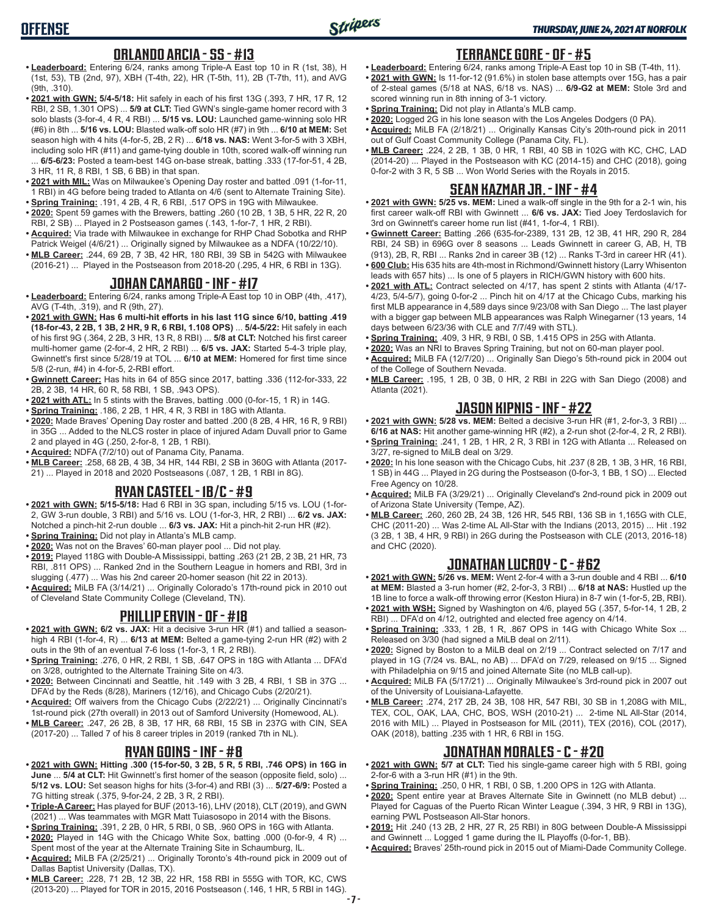## ORLANDO ARCIA - SS - #13

- **Leaderboard:** Entering 6/24, ranks among Triple-A East top 10 in R (1st, 38), H (1st, 53), TB (2nd, 97), XBH (T-4th, 22), HR (T-5th, 11), 2B (T-7th, 11), and AVG (9th, .310).
- **2021 with GWN: 5/4-5/18:** Hit safely in each of his first 13G (.393, 7 HR, 17 R, 12 RBI, 2 SB, 1.301 OPS) ... **5/9 at CLT:** Tied GWN's single-game homer record with 3 solo blasts (3-for-4, 4 R, 4 RBI) ... **5/15 vs. LOU:** Launched game-winning solo HR (#6) in 8th ... **5/16 vs. LOU:** Blasted walk-off solo HR (#7) in 9th ... **6/10 at MEM:** Set season high with 4 hits (4-for-5, 2B, 2 R) ... **6/18 vs. NAS:** Went 3-for-5 with 3 XBH, including solo HR (#11) and game-tying double in 10th, scored walk-off winning run ... **6/5-6/23:** Posted a team-best 14G on-base streak, batting .333 (17-for-51, 4 2B, 3 HR, 11 R, 8 RBI, 1 SB, 6 BB) in that span.
- **2021 with MIL:** Was on Milwaukee's Opening Day roster and batted .091 (1-for-11, 1 RBI) in 4G before being traded to Atlanta on 4/6 (sent to Alternate Training Site).
- **Spring Training:** .191, 4 2B, 4 R, 6 RBI, .517 OPS in 19G with Milwaukee.
- **2020:** Spent 59 games with the Brewers, batting .260 (10 2B, 1 3B, 5 HR, 22 R, 20 RBI, 2 SB) ... Played in 2 Postseason games (.143, 1-for-7, 1 HR, 2 RBI).
- **Acquired:** Via trade with Milwaukee in exchange for RHP Chad Sobotka and RHP Patrick Weigel (4/6/21) ... Originally signed by Milwaukee as a NDFA (10/22/10).
- **MLB Career:** .244, 69 2B, 7 3B, 42 HR, 180 RBI, 39 SB in 542G with Milwaukee (2016-21) ... Played in the Postseason from 2018-20 (.295, 4 HR, 6 RBI in 13G).

## JOHAN CAMARGO - INF - #17

- **Leaderboard:** Entering 6/24, ranks among Triple-A East top 10 in OBP (4th, .417), AVG (T-4th, .319), and R (9th, 27).
- **2021 with GWN: Has 6 multi-hit efforts in his last 11G since 6/10, batting .419 (18-for-43, 2 2B, 1 3B, 2 HR, 9 R, 6 RBI, 1.108 OPS)** ... **5/4-5/22:** Hit safely in each of his first 9G (.364, 2 2B, 3 HR, 13 R, 8 RBI) ... **5/8 at CLT:** Notched his first career multi-homer game (2-for-4, 2 HR, 2 RBI) ... **6/5 vs. JAX:** Started 5-4-3 triple play, Gwinnett's first since 5/28/19 at TOL ... **6/10 at MEM:** Homered for first time since 5/8 (2-run, #4) in 4-for-5, 2-RBI effort.
- **Gwinnett Career:** Has hits in 64 of 85G since 2017, batting .336 (112-for-333, 22 2B, 2 3B, 14 HR, 60 R, 58 RBI, 1 SB, .943 OPS).
- **2021 with ATL:** In 5 stints with the Braves, batting .000 (0-for-15, 1 R) in 14G.
- **Spring Training:** .186, 2 2B, 1 HR, 4 R, 3 RBI in 18G with Atlanta.
- **2020:** Made Braves' Opening Day roster and batted .200 (8 2B, 4 HR, 16 R, 9 RBI) in 35G ... Added to the NLCS roster in place of injured Adam Duvall prior to Game 2 and played in 4G (.250, 2-for-8, 1 2B, 1 RBI).
- **Acquired:** NDFA (7/2/10) out of Panama City, Panama.
- **MLB Career:** .258, 68 2B, 4 3B, 34 HR, 144 RBI, 2 SB in 360G with Atlanta (2017-21) ... Played in 2018 and 2020 Postseasons (.087, 1 2B, 1 RBI in 8G).

## RYAN CASTEEL - 1B/C - #9

- **2021 with GWN: 5/15-5/18:** Had 6 RBI in 3G span, including 5/15 vs. LOU (1-for-2, GW 3-run double, 3 RBI) and 5/16 vs. LOU (1-for-3, HR, 2 RBI) ... **6/2 vs. JAX:** Notched a pinch-hit 2-run double ... **6/3 vs. JAX:** Hit a pinch-hit 2-run HR (#2).
- **Spring Training:** Did not play in Atlanta's MLB camp.
- **2020:** Was not on the Braves' 60-man player pool ... Did not play.
- **2019:** Played 118G with Double-A Mississippi, batting .263 (21 2B, 2 3B, 21 HR, 73 RBI, .811 OPS) ... Ranked 2nd in the Southern League in homers and RBI, 3rd in slugging (.477) ... Was his 2nd career 20-homer season (hit 22 in 2013).
- **Acquired:** MiLB FA (3/14/21) ... Originally Colorado's 17th-round pick in 2010 out of Cleveland State Community College (Cleveland, TN).

## PHILLIP ERVIN - OF - #18

- **2021 with GWN: 6/2 vs. JAX:** Hit a decisive 3-run HR (#1) and tallied a season-high 4 RBI (1-for-4, R) ... **6/13 at MEM:** Belted a game-tying 2-run HR (#2) with 2 outs in the 9th of an eventual 7-6 loss (1-for-3, 1 R, 2 RBI).
- **Spring Training:** .276, 0 HR, 2 RBI, 1 SB, .647 OPS in 18G with Atlanta ... DFA'd on 3/28, outrighted to the Alternate Training Site on 4/3.
- **2020:** Between Cincinnati and Seattle, hit .149 with 3 2B, 4 RBI, 1 SB in 37G ... DFA'd by the Reds (8/28), Mariners (12/16), and Chicago Cubs (2/20/21).
- **Acquired:** Off waivers from the Chicago Cubs (2/22/21) ... Originally Cincinnati's 1st-round pick (27th overall) in 2013 out of Samford University (Homewood, AL).
- **MLB Career:** .247, 26 2B, 8 3B, 17 HR, 68 RBI, 15 SB in 237G with CIN, SEA (2017-20) ... Talled 7 of his 8 career triples in 2019 (ranked 7th in NL).

## RYAN GOINS - INF - #8

- **2021 with GWN: Hitting .300 (15-for-50, 3 2B, 5 R, 5 RBI, .746 OPS) in 16G in June** ... **5/4 at CLT:** Hit Gwinnett's first homer of the season (opposite field, solo) ... **5/12 vs. LOU:** Set season highs for hits (3-for-4) and RBI (3) ... **5/27-6/9:** Posted a 7G hitting streak (.375, 9-for-24, 2 2B, 3 R, 2 RBI).
- **Triple-A Career:** Has played for BUF (2013-16), LHV (2018), CLT (2019), and GWN (2021) ... Was teammates with MGR Matt Tuiasosopo in 2014 with the Bisons.
- **Spring Training:** .391, 2 2B, 0 HR, 5 RBI, 0 SB, .960 OPS in 16G with Atlanta.
- **2020:** Played in 14G with the Chicago White Sox, batting .000 (0-for-9, 4 R) ... Spent most of the year at the Alternate Training Site in Schaumburg, IL.
- **Acquired:** MiLB FA (2/25/21) ... Originally Toronto's 4th-round pick in 2009 out of Dallas Baptist University (Dallas, TX).
- **MLB Career:** .228, 71 2B, 12 3B, 22 HR, 158 RBI in 555G with TOR, KC, CWS (2013-20) ... Played for TOR in 2015, 2016 Postseason (.146, 1 HR, 5 RBI in 14G).

## TERRANCE GORE - OF - #5

- **Leaderboard:** Entering 6/24, ranks among Triple-A East top 10 in SB (T-4th, 11).
- **2021 with GWN:** Is 11-for-12 (91.6%) in stolen base attempts over 15G, has a pair of 2-steal games (5/18 at NAS, 6/18 vs. NAS) ... **6/9-G2 at MEM:** Stole 3rd and scored winning run in 8th inning of 3-1 victory.
- **Spring Training:** Did not play in Atlanta's MLB camp.
- **2020:** Logged 2G in his lone season with the Los Angeles Dodgers (0 PA).
- **Acquired:** MiLB FA (2/18/21) ... Originally Kansas City's 20th-round pick in 2011 out of Gulf Coast Community College (Panama City, FL).
- **MLB Career:** .224, 2 2B, 1 3B, 0 HR, 1 RBI, 40 SB in 102G with KC, CHC, LAD (2014-20) ... Played in the Postseason with KC (2014-15) and CHC (2018), going 0-for-2 with 3 R, 5 SB ... Won World Series with the Royals in 2015.

## SEAN KAZMAR JR. - INF - #4

- **2021 with GWN: 5/25 vs. MEM:** Lined a walk-off single in the 9th for a 2-1 win, his first career walk-off RBI with Gwinnett ... **6/6 vs. JAX:** Tied Joey Terdoslavich for 3rd on Gwinnett's career home run list (#41, 1-for-4, 1 RBI).
- **Gwinnett Career:** Batting .266 (635-for-2389, 131 2B, 12 3B, 41 HR, 290 R, 284 RBI, 24 SB) in 696G over 8 seasons ... Leads Gwinnett in career G, AB, H, TB (913), 2B, R, RBI ... Ranks 2nd in career 3B (12) ... Ranks T-3rd in career HR (41).
- **600 Club:** His 635 hits are 4th-most in Richmond/Gwinnett history (Larry Whisenton leads with 657 hits) ... Is one of 5 players in RICH/GWN history with 600 hits.
- **2021 with ATL:** Contract selected on 4/17, has spent 2 stints with Atlanta (4/17-4/23, 5/4-5/7), going 0-for-2 ... Pinch hit on 4/17 at the Chicago Cubs, marking his first MLB appearance in 4,589 days since 9/23/08 with San Diego ... The last player with a bigger gap between MLB appearances was Ralph Winegarner (13 years, 14 days between 6/23/36 with CLE and 7/7/49 with STL).
- **Spring Training:** .409, 3 HR, 9 RBI, 0 SB, 1.415 OPS in 25G with Atlanta.
- **2020:** Was an NRI to Braves Spring Training, but not on 60-man player pool.
- **Acquired:** MiLB FA (12/7/20) ... Originally San Diego's 5th-round pick in 2004 out of the College of Southern Nevada.
- **MLB Career:** .195, 1 2B, 0 3B, 0 HR, 2 RBI in 22G with San Diego (2008) and Atlanta (2021).

## JASON KIPNIS - INF - #22

- **2021 with GWN: 5/28 vs. MEM:** Belted a decisive 3-run HR (#1, 2-for-3, 3 RBI) ... **6/16 at NAS:** Hit another game-winning HR (#2), a 2-run shot (2-for-4, 2 R, 2 RBI).
- **Spring Training:** .241, 1 2B, 1 HR, 2 R, 3 RBI in 12G with Atlanta ... Released on 3/27, re-signed to MiLB deal on 3/29.
- **2020:** In his lone season with the Chicago Cubs, hit .237 (8 2B, 1 3B, 3 HR, 16 RBI, 1 SB) in 44G ... Played in 2G during the Postseason (0-for-3, 1 BB, 1 SO) ... Elected Free Agency on 10/28.
- **Acquired:** MiLB FA (3/29/21) ... Originally Cleveland's 2nd-round pick in 2009 out of Arizona State University (Tempe, AZ).
- **MLB Career:** .260, 260 2B, 24 3B, 126 HR, 545 RBI, 136 SB in 1,165G with CLE, CHC (2011-20) ... Was 2-time AL All-Star with the Indians (2013, 2015) ... Hit .192 (3 2B, 1 3B, 4 HR, 9 RBI) in 26G during the Postseason with CLE (2013, 2016-18) and CHC (2020).

## JONATHAN LUCROY - C - #62

- **2021 with GWN: 5/26 vs. MEM:** Went 2-for-4 with a 3-run double and 4 RBI ... **6/10 at MEM:** Blasted a 3-run homer (#2, 2-for-3, 3 RBI) ... **6/18 at NAS:** Hustled up the 1B line to force a walk-off throwing error (Keston Hiura) in 8-7 win (1-for-5, 2B, RBI).
- **2021 with WSH:** Signed by Washington on 4/6, played 5G (.357, 5-for-14, 1 2B, 2 RBI) ... DFA'd on 4/12, outrighted and elected free agency on 4/14.
- **Spring Training:** .333, 1 2B, 1 R, .867 OPS in 14G with Chicago White Sox ... Released on 3/30 (had signed a MiLB deal on 2/11).
- **2020:** Signed by Boston to a MiLB deal on 2/19 ... Contract selected on 7/17 and played in 1G (7/24 vs. BAL, no AB) ... DFA'd on 7/29, released on 9/15 ... Signed with Philadelphia on 9/15 and joined Alternate Site (no MLB call-up).
- **Acquired:** MiLB FA (5/17/21) ... Originally Milwaukee's 3rd-round pick in 2007 out of the University of Louisiana-Lafayette.
- **MLB Career:** .274, 217 2B, 24 3B, 108 HR, 547 RBI, 30 SB in 1,208G with MIL, TEX, COL, OAK, LAA, CHC, BOS, WSH (2010-21) ... 2-time NL All-Star (2014, 2016 with MIL) ... Played in Postseason for MIL (2011), TEX (2016), COL (2017), OAK (2018), batting .235 with 1 HR, 6 RBI in 15G.

## JONATHAN MORALES - C - #20

- **2021 with GWN: 5/7 at CLT:** Tied his single-game career high with 5 RBI, going 2-for-6 with a 3-run HR (#1) in the 9th.
- **Spring Training:** .250, 0 HR, 1 RBI, 0 SB, 1.200 OPS in 12G with Atlanta.
- **2020:** Spent entire year at Braves Alternate Site in Gwinnett (no MLB debut) ... Played for Caguas of the Puerto Rican Winter League (.394, 3 HR, 9 RBI in 13G), earning PWL Postseason All-Star honors.
- **2019:** Hit .240 (13 2B, 2 HR, 27 R, 25 RBI) in 80G between Double-A Mississippi and Gwinnett ... Logged 1 game during the IL Playoffs (0-for-1, BB).
- **Acquired:** Braves' 25th-round pick in 2015 out of Miami-Dade Community College.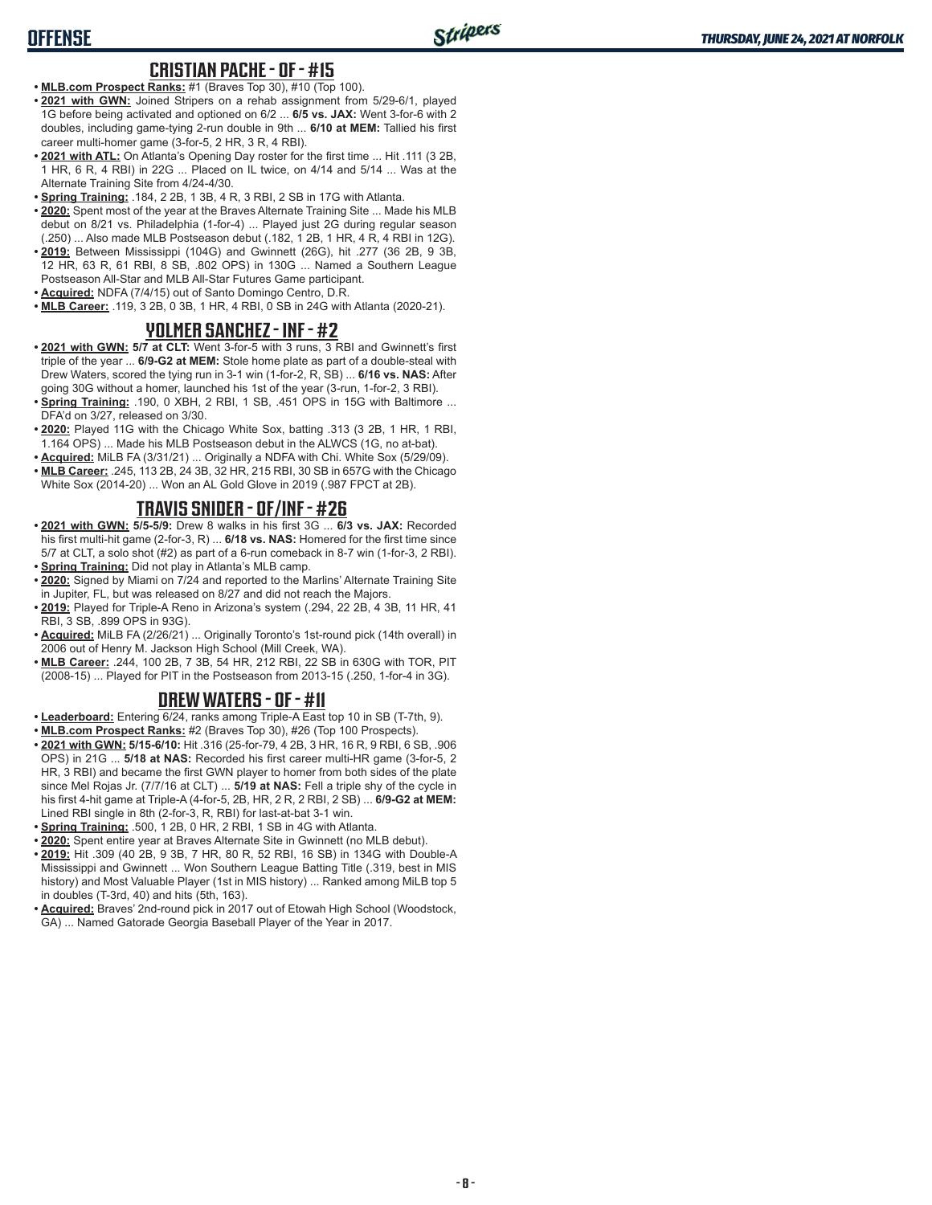## CRISTIAN PACHE - OF - #15

- **MLB.com Prospect Ranks:** #1 (Braves Top 30), #10 (Top 100).
- **2021 with GWN:** Joined Stripers on a rehab assignment from 5/29-6/1, played 1G before being activated and optioned on 6/2 ... **6/5 vs. JAX:** Went 3-for-6 with 2 doubles, including game-tying 2-run double in 9th ... **6/10 at MEM:** Tallied his first career multi-homer game (3-for-5, 2 HR, 3 R, 4 RBI).
- **2021 with ATL:** On Atlanta's Opening Day roster for the first time ... Hit .111 (3 2B, 1 HR, 6 R, 4 RBI) in 22G ... Placed on IL twice, on 4/14 and 5/14 ... Was at the Alternate Training Site from 4/24-4/30.
- **Spring Training:** .184, 2 2B, 1 3B, 4 R, 3 RBI, 2 SB in 17G with Atlanta.
- **2020:** Spent most of the year at the Braves Alternate Training Site ... Made his MLB debut on 8/21 vs. Philadelphia (1-for-4) ... Played just 2G during regular season (.250) ... Also made MLB Postseason debut (.182, 1 2B, 1 HR, 4 R, 4 RBI in 12G).
- **2019:** Between Mississippi (104G) and Gwinnett (26G), hit .277 (36 2B, 9 3B, 12 HR, 63 R, 61 RBI, 8 SB, .802 OPS) in 130G ... Named a Southern League Postseason All-Star and MLB All-Star Futures Game participant.
- **Acquired:** NDFA (7/4/15) out of Santo Domingo Centro, D.R.
- **MLB Career:** .119, 3 2B, 0 3B, 1 HR, 4 RBI, 0 SB in 24G with Atlanta (2020-21).

## YOLMER SANCHEZ - INF - #2

- **2021 with GWN:** **5/7 at CLT:** Went 3-for-5 with 3 runs, 3 RBI and Gwinnett's first triple of the year ... **6/9-G2 at MEM:** Stole home plate as part of a double-steal with Drew Waters, scored the tying run in 3-1 win (1-for-2, R, SB) ... **6/16 vs. NAS:** After going 30G without a homer, launched his 1st of the year (3-run, 1-for-2, 3 RBI).
- **Spring Training:** .190, 0 XBH, 2 RBI, 1 SB, .451 OPS in 15G with Baltimore ... DFA'd on 3/27, released on 3/30.
- **2020:** Played 11G with the Chicago White Sox, batting .313 (3 2B, 1 HR, 1 RBI, 1.164 OPS) ... Made his MLB Postseason debut in the ALWCS (1G, no at-bat).
- **Acquired:** MiLB FA (3/31/21) ... Originally a NDFA with Chi. White Sox (5/29/09).
- **MLB Career:** .245, 113 2B, 24 3B, 32 HR, 215 RBI, 30 SB in 657G with the Chicago White Sox (2014-20) ... Won an AL Gold Glove in 2019 (.987 FPCT at 2B).

## TRAVIS SNIDER - OF/INF - #26

- **2021 with GWN:** **5/5-5/9:** Drew 8 walks in his first 3G ... **6/3 vs. JAX:** Recorded his first multi-hit game (2-for-3, R) ... **6/18 vs. NAS:** Homered for the first time since 5/7 at CLT, a solo shot (#2) as part of a 6-run comeback in 8-7 win (1-for-3, 2 RBI).
- **Spring Training:** Did not play in Atlanta's MLB camp.
- **2020:** Signed by Miami on 7/24 and reported to the Marlins' Alternate Training Site in Jupiter, FL, but was released on 8/27 and did not reach the Majors.
- **2019:** Played for Triple-A Reno in Arizona's system (.294, 22 2B, 4 3B, 11 HR, 41 RBI, 3 SB, .899 OPS in 93G).
- **Acquired:** MiLB FA (2/26/21) ... Originally Toronto's 1st-round pick (14th overall) in 2006 out of Henry M. Jackson High School (Mill Creek, WA).
- **MLB Career:** .244, 100 2B, 7 3B, 54 HR, 212 RBI, 22 SB in 630G with TOR, PIT (2008-15) ... Played for PIT in the Postseason from 2013-15 (.250, 1-for-4 in 3G).

## DREW WATERS - OF - #11

- **Leaderboard:** Entering 6/24, ranks among Triple-A East top 10 in SB (T-7th, 9).
- **MLB.com Prospect Ranks:** #2 (Braves Top 30), #26 (Top 100 Prospects).
- **2021 with GWN:** **5/15-6/10:** Hit .316 (25-for-79, 4 2B, 3 HR, 16 R, 9 RBI, 6 SB, .906 OPS) in 21G ... **5/18 at NAS:** Recorded his first career multi-HR game (3-for-5, 2 HR, 3 RBI) and became the first GWN player to homer from both sides of the plate since Mel Rojas Jr. (7/7/16 at CLT) ... **5/19 at NAS:** Fell a triple shy of the cycle in his first 4-hit game at Triple-A (4-for-5, 2B, HR, 2 R, 2 RBI, 2 SB) ... **6/9-G2 at MEM:** Lined RBI single in 8th (2-for-3, R, RBI) for last-at-bat 3-1 win.
- **Spring Training:** .500, 1 2B, 0 HR, 2 RBI, 1 SB in 4G with Atlanta.
- **2020:** Spent entire year at Braves Alternate Site in Gwinnett (no MLB debut).
- **2019:** Hit .309 (40 2B, 9 3B, 7 HR, 80 R, 52 RBI, 16 SB) in 134G with Double-A Mississippi and Gwinnett ... Won Southern League Batting Title (.319, best in MIS history) and Most Valuable Player (1st in MIS history) ... Ranked among MiLB top 5 in doubles (T-3rd, 40) and hits (5th, 163).
- **Acquired:** Braves' 2nd-round pick in 2017 out of Etowah High School (Woodstock, GA) ... Named Gatorade Georgia Baseball Player of the Year in 2017.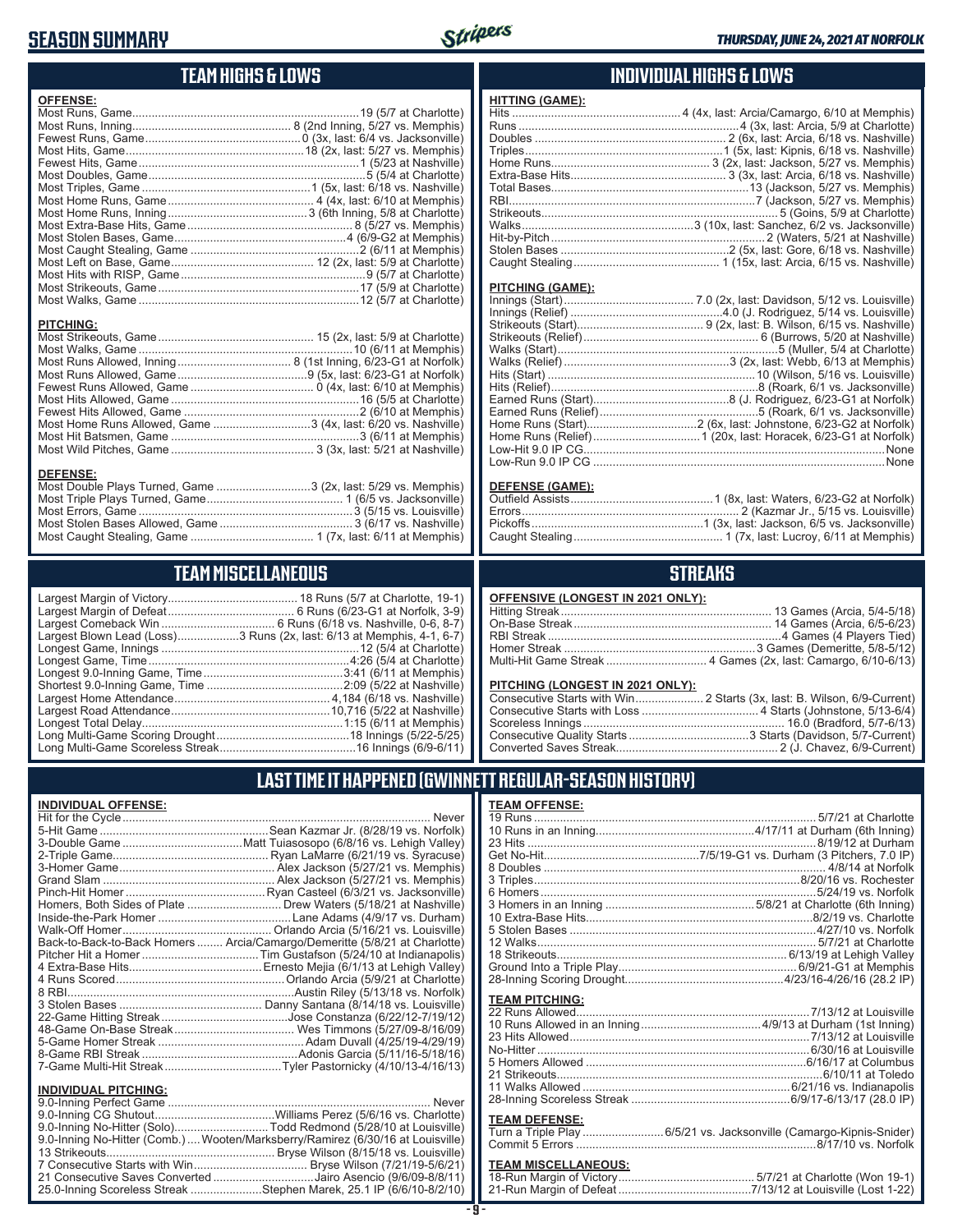# SEASON SUMMARY

*THURSDAY, JUNE 24, 2021 AT NORFOLK*

## TEAM HIGHS & LOWS

**OFFENSE:**

| | |
|---|---|
| Most Runs, Game | 19 (5/7 at Charlotte) |
| Most Runs, Inning | 8 (2nd Inning, 5/27 vs. Memphis) |
| Fewest Runs, Game | 0 (3x, last: 6/4 vs. Jacksonville) |
| Most Hits, Game | 18 (2x, last: 5/27 vs. Memphis) |
| Fewest Hits, Game | 1 (5/23 at Nashville) |
| Most Doubles, Game | 5 (5/4 at Charlotte) |
| Most Triples, Game | 1 (5x, last: 6/18 vs. Nashville) |
| Most Home Runs, Game | 4 (4x, last: 6/10 at Memphis) |
| Most Home Runs, Inning | 3 (6th Inning, 5/8 at Charlotte) |
| Most Extra-Base Hits, Game | 8 (5/27 vs. Memphis) |
| Most Stolen Bases, Game | 4 (6/9-G2 at Memphis) |
| Most Caught Stealing, Game | 2 (6/11 at Memphis) |
| Most Left on Base, Game | 12 (2x, last: 5/9 at Charlotte) |
| Most Hits with RISP, Game | 9 (5/7 at Charlotte) |
| Most Strikeouts, Game | 17 (5/9 at Charlotte) |
| Most Walks, Game | 12 (5/7 at Charlotte) |

**PITCHING:**

| | |
|---|---|
| Most Strikeouts, Game | 15 (2x, last: 5/9 at Charlotte) |
| Most Walks, Game | 10 (6/11 at Memphis) |
| Most Runs Allowed, Inning | 8 (1st Inning, 6/23-G1 at Norfolk) |
| Most Runs Allowed, Game | 9 (5x, last: 6/23-G1 at Norfolk) |
| Fewest Runs Allowed, Game | 0 (4x, last: 6/10 at Memphis) |
| Most Hits Allowed, Game | 16 (5/5 at Charlotte) |
| Fewest Hits Allowed, Game | 2 (6/10 at Memphis) |
| Most Home Runs Allowed, Game | 3 (4x, last: 6/20 vs. Nashville) |
| Most Hit Batsmen, Game | 3 (6/11 at Memphis) |
| Most Wild Pitches, Game | 3 (3x, last: 5/21 at Nashville) |

**DEFENSE:**

| | |
|---|---|
| Most Double Plays Turned, Game | 3 (2x, last: 5/29 vs. Memphis) |
| Most Triple Plays Turned, Game | 1 (6/5 vs. Jacksonville) |
| Most Errors, Game | 3 (5/15 vs. Louisville) |
| Most Stolen Bases Allowed, Game | 3 (6/17 vs. Nashville) |
| Most Caught Stealing, Game | 1 (7x, last: 6/11 at Memphis) |

## INDIVIDUAL HIGHS & LOWS

**HITTING (GAME):**

| | |
|---|---|
| Hits | 4 (4x, last: Arcia/Camargo, 6/10 at Memphis) |
| Runs | 4 (3x, last: Arcia, 5/9 at Charlotte) |
| Doubles | 2 (6x, last: Arcia, 6/18 vs. Nashville) |
| Triples | 1 (5x, last: Kipnis, 6/18 vs. Nashville) |
| Home Runs | 3 (2x, last: Jackson, 5/27 vs. Memphis) |
| Extra-Base Hits | 3 (3x, last: Arcia, 6/18 vs. Nashville) |
| Total Bases | 13 (Jackson, 5/27 vs. Memphis) |
| RBI | 7 (Jackson, 5/27 vs. Memphis) |
| Strikeouts | 5 (Goins, 5/9 at Charlotte) |
| Walks | 3 (10x, last: Sanchez, 6/2 vs. Jacksonville) |
| Hit-by-Pitch | 2 (Waters, 5/21 at Nashville) |
| Stolen Bases | 2 (5x, last: Gore, 6/18 vs. Nashville) |
| Caught Stealing | 1 (15x, last: Arcia, 6/15 vs. Nashville) |

**PITCHING (GAME):**

| | |
|---|---|
| Innings (Start) | 7.0 (2x, last: Davidson, 5/12 vs. Louisville) |
| Innings (Relief) | 4.0 (J. Rodriguez, 5/14 vs. Louisville) |
| Strikeouts (Start) | 9 (2x, last: B. Wilson, 6/15 vs. Nashville) |
| Strikeouts (Relief) | 6 (Burrows, 5/20 at Nashville) |
| Walks (Start) | 5 (Muller, 5/4 at Charlotte) |
| Walks (Relief) | 3 (2x, last: Webb, 6/13 at Memphis) |
| Hits (Start) | 10 (Wilson, 5/16 vs. Louisville) |
| Hits (Relief) | 8 (Roark, 6/1 vs. Jacksonville) |
| Earned Runs (Start) | 8 (J. Rodriguez, 6/23-G1 at Norfolk) |
| Earned Runs (Relief) | 5 (Roark, 6/1 vs. Jacksonville) |
| Home Runs (Start) | 2 (6x, last: Johnstone, 6/23-G2 at Norfolk) |
| Home Runs (Relief) | 1 (20x, last: Horacek, 6/23-G1 at Norfolk) |
| Low-Hit 9.0 IP CG | None |
| Low-Run 9.0 IP CG | None |

**DEFENSE (GAME):**

| | |
|---|---|
| Outfield Assists | 1 (8x, last: Waters, 6/23-G2 at Norfolk) |
| Errors | 2 (Kazmar Jr., 5/15 vs. Louisville) |
| Pickoffs | 1 (3x, last: Jackson, 6/5 vs. Jacksonville) |
| Caught Stealing | 1 (7x, last: Lucroy, 6/11 at Memphis) |

## TEAM MISCELLANEOUS

| | |
|---|---|
| Largest Margin of Victory | 18 Runs (5/7 at Charlotte, 19-1) |
| Largest Margin of Defeat | 6 Runs (6/23-G1 at Norfolk, 3-9) |
| Largest Comeback Win | 6 Runs (6/18 vs. Nashville, 0-6, 8-7) |
| Largest Blown Lead (Loss) | 3 Runs (2x, last: 6/13 at Memphis, 4-1, 6-7) |
| Longest Game, Innings | 12 (5/4 at Charlotte) |
| Longest Game, Time | 4:26 (5/4 at Charlotte) |
| Longest 9.0-Inning Game, Time | 3:41 (6/11 at Memphis) |
| Shortest 9.0-Inning Game, Time | 2:09 (5/22 at Nashville) |
| Largest Home Attendance | 4,184 (6/18 vs. Nashville) |
| Largest Road Attendance | 10,716 (5/22 at Nashville) |
| Longest Total Delay | 1:15 (6/11 at Memphis) |
| Long Multi-Game Scoring Drought | 18 Innings (5/22-5/25) |
| Long Multi-Game Scoreless Streak | 16 Innings (6/9-6/11) |

## STREAKS

**OFFENSIVE (LONGEST IN 2021 ONLY):**

| | |
|---|---|
| Hitting Streak | 13 Games (Arcia, 5/4-5/18) |
| On-Base Streak | 14 Games (Arcia, 6/5-6/23) |
| RBI Streak | 4 Games (4 Players Tied) |
| Homer Streak | 3 Games (Demeritte, 5/8-5/12) |
| Multi-Hit Game Streak | 4 Games (2x, last: Camargo, 6/10-6/13) |

**PITCHING (LONGEST IN 2021 ONLY):**

| | |
|---|---|
| Consecutive Starts with Win | 2 Starts (3x, last: B. Wilson, 6/9-Current) |
| Consecutive Starts with Loss | 4 Starts (Johnstone, 5/13-6/4) |
| Scoreless Innings | 16.0 (Bradford, 5/7-6/13) |
| Consecutive Quality Starts | 3 Starts (Davidson, 5/7-Current) |
| Converted Saves Streak | 2 (J. Chavez, 6/9-Current) |

## LAST TIME IT HAPPENED (GWINNETT REGULAR-SEASON HISTORY)

**INDIVIDUAL OFFENSE:**

| | |
|---|---|
| Hit for the Cycle | Never |
| 5-Hit Game | Sean Kazmar Jr. (8/28/19 vs. Norfolk) |
| 3-Double Game | Matt Tuiasosopo (6/8/16 vs. Lehigh Valley) |
| 2-Triple Game | Ryan LaMarre (6/21/19 vs. Syracuse) |
| 3-Homer Game | Alex Jackson (5/27/21 vs. Memphis) |
| Grand Slam | Alex Jackson (5/27/21 vs. Memphis) |
| Pinch-Hit Homer | Ryan Casteel (6/3/21 vs. Jacksonville) |
| Homers, Both Sides of Plate | Drew Waters (5/18/21 at Nashville) |
| Inside-the-Park Homer | Lane Adams (4/9/17 vs. Durham) |
| Walk-Off Homer | Orlando Arcia (5/16/21 vs. Louisville) |
| Back-to-Back-to-Back Homers | Arcia/Camargo/Demeritte (5/8/21 at Charlotte) |
| Pitcher Hit a Homer | Tim Gustafson (5/24/10 at Indianapolis) |
| 4 Extra-Base Hits | Ernesto Mejia (6/1/13 at Lehigh Valley) |
| 4 Runs Scored | Orlando Arcia (5/9/21 at Charlotte) |
| 8 RBI | Austin Riley (5/13/18 vs. Norfolk) |
| 3 Stolen Bases | Danny Santana (8/14/18 vs. Louisville) |
| 22-Game Hitting Streak | Jose Constanza (6/22/12-7/19/12) |
| 48-Game On-Base Streak | Wes Timmons (5/27/09-8/16/09) |
| 5-Game Homer Streak | Adam Duvall (4/25/19-4/29/19) |
| 8-Game RBI Streak | Adonis Garcia (5/11/16-5/18/16) |
| 7-Game Multi-Hit Streak | Tyler Pastornicky (4/10/13-4/16/13) |

**INDIVIDUAL PITCHING:**

| | |
|---|---|
| 9.0-Inning Perfect Game | Never |
| 9.0-Inning CG Shutout | Williams Perez (5/6/16 vs. Charlotte) |
| 9.0-Inning No-Hitter (Solo) | Todd Redmond (5/28/10 at Louisville) |
| 9.0-Inning No-Hitter (Comb.) | Wooten/Marksberry/Ramirez (6/30/16 at Louisville) |
| 13 Strikeouts | Bryse Wilson (8/15/18 vs. Louisville) |
| 7 Consecutive Starts with Win | Bryse Wilson (7/21/19-5/6/21) |
| 21 Consecutive Saves Converted | Jairo Asencio (9/6/09-8/8/11) |
| 25.0-Inning Scoreless Streak | Stephen Marek, 25.1 IP (6/6/10-8/2/10) |

**TEAM OFFENSE:**

| | |
|---|---|
| 19 Runs | 5/7/21 at Charlotte |
| 10 Runs in an Inning | 4/17/11 at Durham (6th Inning) |
| 23 Hits | 8/19/12 at Durham |
| Get No-Hit | 7/5/19-G1 vs. Durham (3 Pitchers, 7.0 IP) |
| 8 Doubles | 4/8/14 at Norfolk |
| 3 Triples | 8/20/16 vs. Rochester |
| 6 Homers | 5/24/19 vs. Norfolk |
| 3 Homers in an Inning | 5/8/21 at Charlotte (6th Inning) |
| 10 Extra-Base Hits | 8/2/19 vs. Charlotte |
| 5 Stolen Bases | 4/27/10 vs. Norfolk |
| 12 Walks | 5/7/21 at Charlotte |
| 18 Strikeouts | 6/13/19 at Lehigh Valley |
| Ground Into a Triple Play | 6/9/21-G1 at Memphis |
| 28-Inning Scoring Drought | 4/23/16-4/26/16 (28.2 IP) |

**TEAM PITCHING:**

| | |
|---|---|
| 22 Runs Allowed | 7/13/12 at Louisville |
| 10 Runs Allowed in an Inning | 4/9/13 at Durham (1st Inning) |
| 23 Hits Allowed | 7/13/12 at Louisville |
| No-Hitter | 6/30/16 at Louisville |
| 5 Homers Allowed | 6/16/17 at Columbus |
| 21 Strikeouts | 6/10/11 at Toledo |
| 11 Walks Allowed | 6/21/16 vs. Indianapolis |
| 28-Inning Scoreless Streak | 6/9/17-6/13/17 (28.0 IP) |

**TEAM DEFENSE:**

| | |
|---|---|
| Turn a Triple Play | 6/5/21 vs. Jacksonville (Camargo-Kipnis-Snider) |
| Commit 5 Errors | 8/17/10 vs. Norfolk |

**TEAM MISCELLANEOUS:**

| | |
|---|---|
| 18-Run Margin of Victory | 5/7/21 at Charlotte (Won 19-1) |
| 21-Run Margin of Defeat | 7/13/12 at Louisville (Lost 1-22) |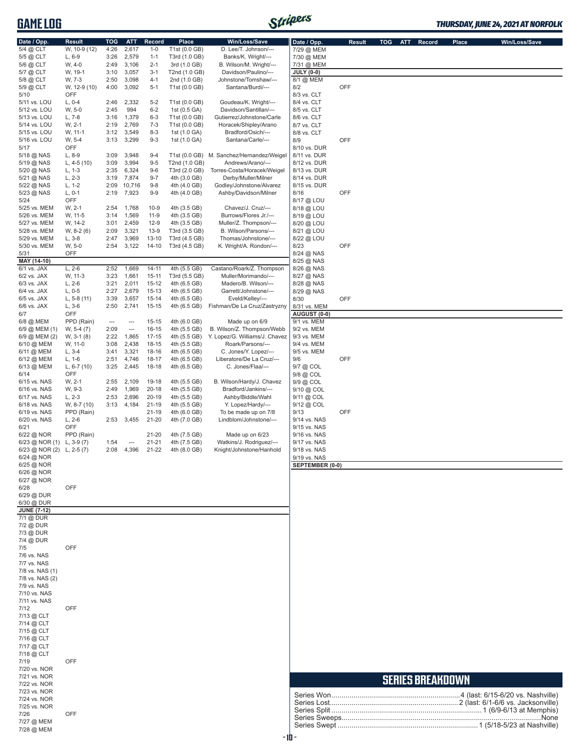# GAME LOG

*THURSDAY, JUNE 24, 2021 AT NORFOLK*

| Date / Opp. | Result | TOG | ATT | Record | Place | Win/Loss/Save |
|---|---|---|---|---|---|---|
| 5/4 @ CLT | W, 10-9 (12) | 4:26 | 2,617 | 1-0 | T1st (0.0 GB) | D. Lee/T. Johnson/--- |
| 5/5 @ CLT | L, 6-9 | 3:26 | 2,579 | 1-1 | T3rd (1.0 GB) | Banks/K. Wright/--- |
| 5/6 @ CLT | W, 4-0 | 2:49 | 3,106 | 2-1 | 3rd (1.0 GB) | B. Wilson/M. Wright/--- |
| 5/7 @ CLT | W, 19-1 | 3:10 | 3,057 | 3-1 | T2nd (1.0 GB) | Davidson/Paulino/--- |
| 5/8 @ CLT | W, 7-3 | 2:50 | 3,098 | 4-1 | 2nd (1.0 GB) | Johnstone/Tomshaw/--- |
| 5/9 @ CLT | W, 12-9 (10) | 4:00 | 3,092 | 5-1 | T1st (0.0 GB) | Santana/Burdi/--- |
| 5/10 | OFF | | | | | |
| 5/11 vs. LOU | L, 0-4 | 2:46 | 2,332 | 5-2 | T1st (0.0 GB) | Goudeau/K. Wright/--- |
| 5/12 vs. LOU | W, 5-0 | 2:45 | 994 | 6-2 | 1st (0.5 GA) | Davidson/Santillan/--- |
| 5/13 vs. LOU | L, 7-8 | 3:16 | 1,379 | 6-3 | T1st (0.0 GB) | Gutierrez/Johnstone/Carle |
| 5/14 vs. LOU | W, 2-1 | 2:19 | 2,769 | 7-3 | T1st (0.0 GB) | Horacek/Shipley/Arano |
| 5/15 vs. LOU | W, 11-1 | 3:12 | 3,549 | 8-3 | 1st (1.0 GA) | Bradford/Osich/--- |
| 5/16 vs. LOU | W, 5-4 | 3:13 | 3,299 | 9-3 | 1st (1.0 GA) | Santana/Carle/--- |
| 5/17 | OFF | | | | | |
| 5/18 @ NAS | L, 8-9 | 3:09 | 3,948 | 9-4 | T1st (0.0 GB) | M. Sanchez/Hernandez/Weigel |
| 5/19 @ NAS | L, 4-5 (10) | 3:09 | 3,994 | 9-5 | T2nd (1.0 GB) | Andrews/Arano/--- |
| 5/20 @ NAS | L, 1-3 | 2:35 | 6,324 | 9-6 | T3rd (2.0 GB) | Torres-Costa/Horacek/Weigel |
| 5/21 @ NAS | L, 2-3 | 3:19 | 7,874 | 9-7 | 4th (3.0 GB) | Derby/Muller/Milner |
| 5/22 @ NAS | L, 1-2 | 2:09 | 10,716 | 9-8 | 4th (4.0 GB) | Godley/Johnstone/Alvarez |
| 5/23 @ NAS | L, 0-1 | 2:19 | 7,923 | 9-9 | 4th (4.0 GB) | Ashby/Davidson/Milner |
| 5/24 | OFF | | | | | |
| 5/25 vs. MEM | W, 2-1 | 2:54 | 1,768 | 10-9 | 4th (3.5 GB) | Chavez/J. Cruz/--- |
| 5/26 vs. MEM | W, 11-5 | 3:14 | 1,569 | 11-9 | 4th (3.5 GB) | Burrows/Flores Jr./--- |
| 5/27 vs. MEM | W, 14-2 | 3:01 | 2,459 | 12-9 | 4th (3.5 GB) | Muller/Z. Thompson/--- |
| 5/28 vs. MEM | W, 8-2 (6) | 2:09 | 3,321 | 13-9 | T3rd (3.5 GB) | B. Wilson/Parsons/--- |
| 5/29 vs. MEM | L, 3-8 | 2:47 | 3,969 | 13-10 | T3rd (4.5 GB) | Thomas/Johnstone/--- |
| 5/30 vs. MEM | W, 5-0 | 2:54 | 3,122 | 14-10 | T3rd (4.5 GB) | K. Wright/A. Rondon/--- |
| 5/31 | OFF | | | | | |
| **MAY (14-10)** | | | | | | |
| 6/1 vs. JAX | L, 2-6 | 2:52 | 1,669 | 14-11 | 4th (5.5 GB) | Castano/Roark/Z. Thompson |
| 6/2 vs. JAX | W, 11-3 | 3:23 | 1,661 | 15-11 | T3rd (5.5 GB) | Muller/Morimando/--- |
| 6/3 vs. JAX | L, 2-6 | 3:21 | 2,011 | 15-12 | 4th (6.5 GB) | Madero/B. Wilson/--- |
| 6/4 vs. JAX | L, 0-5 | 2:27 | 2,679 | 15-13 | 4th (6.5 GB) | Garrett/Johnstone/--- |
| 6/5 vs. JAX | L, 5-8 (11) | 3:39 | 3,657 | 15-14 | 4th (6.5 GB) | Eveld/Kelley/--- |
| 6/6 vs. JAX | L, 3-6 | 2:50 | 2,741 | 15-15 | 4th (6.5 GB) | Fishman/De La Cruz/Zastryzny |
| 6/7 | OFF | | | | | |
| 6/8 @ MEM | PPD (Rain) | --- | --- | 15-15 | 4th (6.0 GB) | Made up on 6/9 |
| 6/9 @ MEM (1) | W, 5-4 (7) | 2:09 | --- | 16-15 | 4th (5.5 GB) | B. Wilson/Z. Thompson/Webb |
| 6/9 @ MEM (2) | W, 3-1 (8) | 2:22 | 1,865 | 17-15 | 4th (5.5 GB) | Y. Lopez/G. Williams/J. Chavez |
| 6/10 @ MEM | W, 11-0 | 3:08 | 2,438 | 18-15 | 4th (5.5 GB) | Roark/Parsons/--- |
| 6/11 @ MEM | L, 3-4 | 3:41 | 3,321 | 18-16 | 4th (6.5 GB) | C. Jones/Y. Lopez/--- |
| 6/12 @ MEM | L, 1-6 | 2:51 | 4,746 | 18-17 | 4th (6.5 GB) | Liberatore/De La Cruz/--- |
| 6/13 @ MEM | L, 6-7 (10) | 3:25 | 2,445 | 18-18 | 4th (6.5 GB) | C. Jones/Flaa/--- |
| 6/14 | OFF | | | | | |
| 6/15 vs. NAS | W, 2-1 | 2:55 | 2,109 | 19-18 | 4th (5.5 GB) | B. Wilson/Hardy/J. Chavez |
| 6/16 vs. NAS | W, 9-3 | 2:49 | 1,969 | 20-18 | 4th (5.5 GB) | Bradford/Jankins/--- |
| 6/17 vs. NAS | L, 2-3 | 2:53 | 2,696 | 20-19 | 4th (5.5 GB) | Ashby/Biddle/Wahl |
| 6/18 vs. NAS | W, 8-7 (10) | 3:13 | 4,184 | 21-19 | 4th (5.5 GB) | Y. Lopez/Hardy/--- |
| 6/19 vs. NAS | PPD (Rain) | | | 21-19 | 4th (6.0 GB) | To be made up on 7/8 |
| 6/20 vs. NAS | L, 2-6 | 2:53 | 3,455 | 21-20 | 4th (7.0 GB) | Lindblom/Johnstone/--- |
| 6/21 | OFF | | | | | |
| 6/22 @ NOR | PPD (Rain) | | | 21-20 | 4th (7.5 GB) | Made up on 6/23 |
| 6/23 @ NOR (1) | L, 3-9 (7) | 1:54 | --- | 21-21 | 4th (7.5 GB) | Watkins/J. Rodriguez/--- |
| 6/23 @ NOR (2) | L, 2-5 (7) | 2:08 | 4,396 | 21-22 | 4th (8.0 GB) | Knight/Johnstone/Hanhold |
| 6/24 @ NOR | | | | | | |
| 6/25 @ NOR | | | | | | |
| 6/26 @ NOR | | | | | | |
| 6/27 @ NOR | | | | | | |
| 6/28 | OFF | | | | | |
| 6/29 @ DUR | | | | | | |
| 6/30 @ DUR | | | | | | |
| **JUNE (7-12)** | | | | | | |
| 7/1 @ DUR | | | | | | |
| 7/2 @ DUR | | | | | | |
| 7/3 @ DUR | | | | | | |
| 7/4 @ DUR | | | | | | |
| 7/5 | OFF | | | | | |
| 7/6 vs. NAS | | | | | | |
| 7/7 vs. NAS | | | | | | |
| 7/8 vs. NAS (1) | | | | | | |
| 7/8 vs. NAS (2) | | | | | | |
| 7/9 vs. NAS | | | | | | |
| 7/10 vs. NAS | | | | | | |
| 7/11 vs. NAS | | | | | | |
| 7/12 | OFF | | | | | |
| 7/13 @ CLT | | | | | | |
| 7/14 @ CLT | | | | | | |
| 7/15 @ CLT | | | | | | |
| 7/16 @ CLT | | | | | | |
| 7/17 @ CLT | | | | | | |
| 7/18 @ CLT | | | | | | |
| 7/19 | OFF | | | | | |
| 7/20 vs. NOR | | | | | | |
| 7/21 vs. NOR | | | | | | |
| 7/22 vs. NOR | | | | | | |
| 7/23 vs. NOR | | | | | | |
| 7/24 vs. NOR | | | | | | |
| 7/25 vs. NOR | | | | | | |
| 7/26 | OFF | | | | | |
| 7/27 @ MEM | | | | | | |
| 7/28 @ MEM | | | | | | |

| Date / Opp. | Result | TOG | ATT | Record | Place | Win/Loss/Save |
|---|---|---|---|---|---|---|
| 7/29 @ MEM | | | | | | |
| 7/30 @ MEM | | | | | | |
| 7/31 @ MEM | | | | | | |
| **JULY (0-0)** | | | | | | |
| 8/1 @ MEM | | | | | | |
| 8/2 | OFF | | | | | |
| 8/3 vs. CLT | | | | | | |
| 8/4 vs. CLT | | | | | | |
| 8/5 vs. CLT | | | | | | |
| 8/6 vs. CLT | | | | | | |
| 8/7 vs. CLT | | | | | | |
| 8/8 vs. CLT | | | | | | |
| 8/9 | OFF | | | | | |
| 8/10 vs. DUR | | | | | | |
| 8/11 vs. DUR | | | | | | |
| 8/12 vs. DUR | | | | | | |
| 8/13 vs. DUR | | | | | | |
| 8/14 vs. DUR | | | | | | |
| 8/15 vs. DUR | | | | | | |
| 8/16 | OFF | | | | | |
| 8/17 @ LOU | | | | | | |
| 8/18 @ LOU | | | | | | |
| 8/19 @ LOU | | | | | | |
| 8/20 @ LOU | | | | | | |
| 8/21 @ LOU | | | | | | |
| 8/22 @ LOU | | | | | | |
| 8/23 | OFF | | | | | |
| 8/24 @ NAS | | | | | | |
| 8/25 @ NAS | | | | | | |
| 8/26 @ NAS | | | | | | |
| 8/27 @ NAS | | | | | | |
| 8/28 @ NAS | | | | | | |
| 8/29 @ NAS | | | | | | |
| 8/30 | OFF | | | | | |
| 8/31 vs. MEM | | | | | | |
| **AUGUST (0-0)** | | | | | | |
| 9/1 vs. MEM | | | | | | |
| 9/2 vs. MEM | | | | | | |
| 9/3 vs. MEM | | | | | | |
| 9/4 vs. MEM | | | | | | |
| 9/5 vs. MEM | | | | | | |
| 9/6 | OFF | | | | | |
| 9/7 @ COL | | | | | | |
| 9/8 @ COL | | | | | | |
| 9/9 @ COL | | | | | | |
| 9/10 @ COL | | | | | | |
| 9/11 @ COL | | | | | | |
| 9/12 @ COL | | | | | | |
| 9/13 | OFF | | | | | |
| 9/14 vs. NAS | | | | | | |
| 9/15 vs. NAS | | | | | | |
| 9/16 vs. NAS | | | | | | |
| 9/17 vs. NAS | | | | | | |
| 9/18 vs. NAS | | | | | | |
| 9/19 vs. NAS | | | | | | |
| **SEPTEMBER (0-0)** | | | | | | |

## SERIES BREAKDOWN

Series Won....................4 (last: 6/15-6/20 vs. Nashville)
Series Lost....................2 (last: 6/1-6/6 vs. Jacksonville)
Series Split....................1 (6/9-6/13 at Memphis)
Series Sweeps....................None
Series Swept....................1 (5/18-5/23 at Nashville)